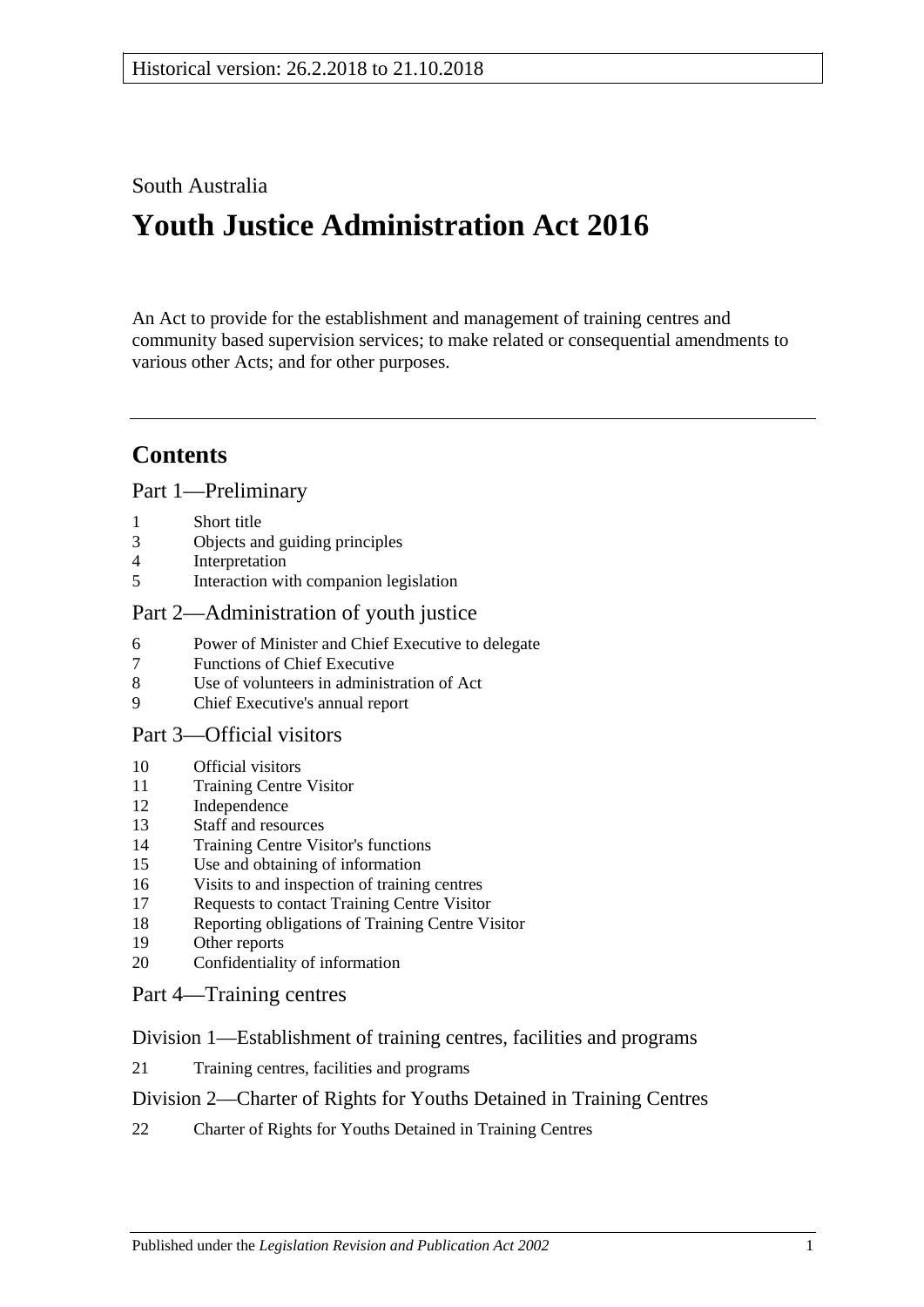Historical version: 26.2.2018 to 21.10.2018

South Australia

# Youth Justice Administration Act 2016

An Act to provide for the establishment and management of training centres and community based supervision services; to make related or consequential amendments to various other Acts; and for other purposes.

## Contents

### Part 1—Preliminary

1 Short title
3 Objects and guiding principles
4 Interpretation
5 Interaction with companion legislation

### Part 2—Administration of youth justice

6 Power of Minister and Chief Executive to delegate
7 Functions of Chief Executive
8 Use of volunteers in administration of Act
9 Chief Executive's annual report

### Part 3—Official visitors

10 Official visitors
11 Training Centre Visitor
12 Independence
13 Staff and resources
14 Training Centre Visitor's functions
15 Use and obtaining of information
16 Visits to and inspection of training centres
17 Requests to contact Training Centre Visitor
18 Reporting obligations of Training Centre Visitor
19 Other reports
20 Confidentiality of information

### Part 4—Training centres

#### Division 1—Establishment of training centres, facilities and programs

21 Training centres, facilities and programs

#### Division 2—Charter of Rights for Youths Detained in Training Centres

22 Charter of Rights for Youths Detained in Training Centres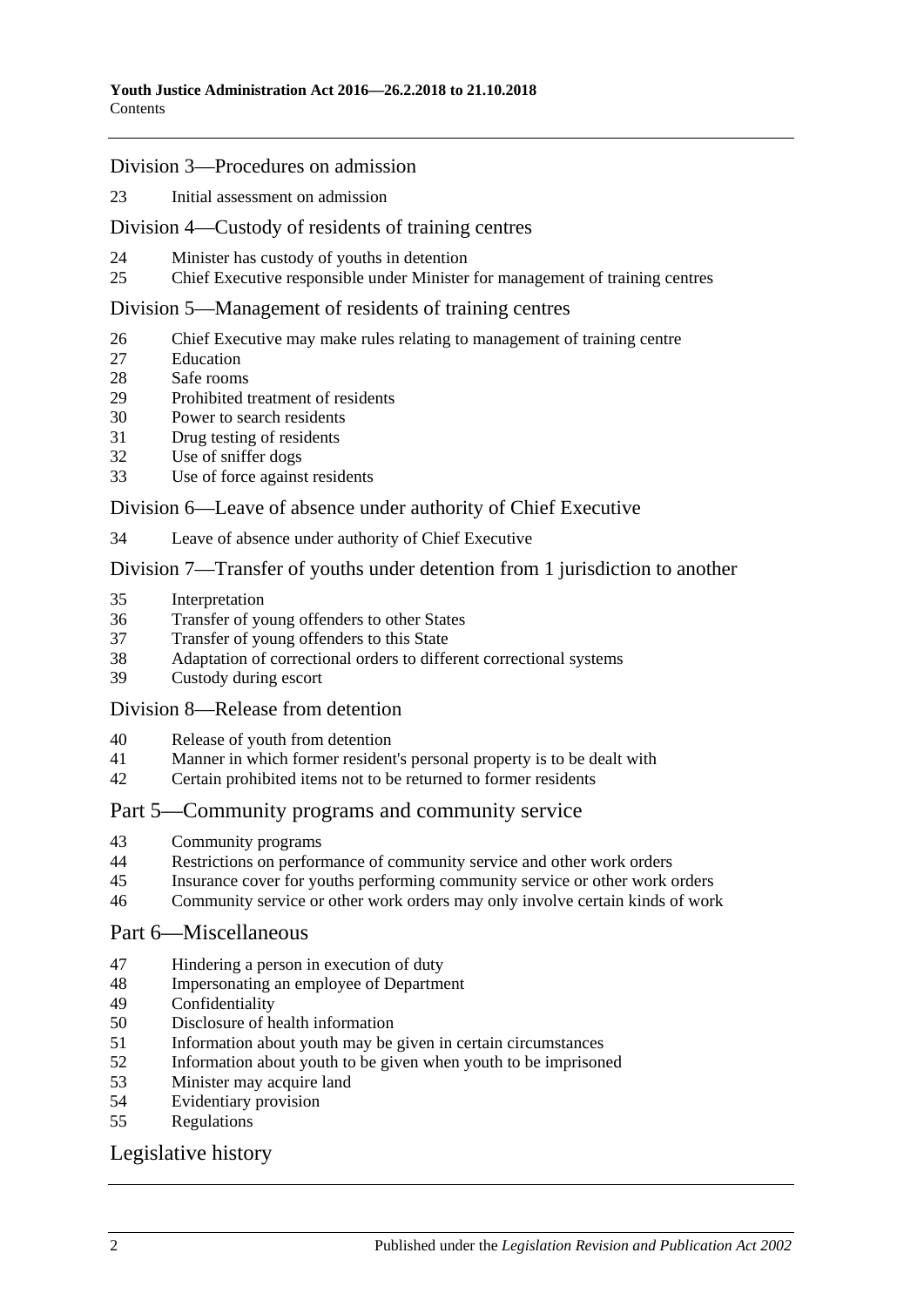## Division 3—Procedures on admission

23 Initial assessment on admission

## Division 4—Custody of residents of training centres

24 Minister has custody of youths in detention
25 Chief Executive responsible under Minister for management of training centres

## Division 5—Management of residents of training centres

26 Chief Executive may make rules relating to management of training centre
27 Education
28 Safe rooms
29 Prohibited treatment of residents
30 Power to search residents
31 Drug testing of residents
32 Use of sniffer dogs
33 Use of force against residents

## Division 6—Leave of absence under authority of Chief Executive

34 Leave of absence under authority of Chief Executive

## Division 7—Transfer of youths under detention from 1 jurisdiction to another

35 Interpretation
36 Transfer of young offenders to other States
37 Transfer of young offenders to this State
38 Adaptation of correctional orders to different correctional systems
39 Custody during escort

## Division 8—Release from detention

40 Release of youth from detention
41 Manner in which former resident's personal property is to be dealt with
42 Certain prohibited items not to be returned to former residents

## Part 5—Community programs and community service

43 Community programs
44 Restrictions on performance of community service and other work orders
45 Insurance cover for youths performing community service or other work orders
46 Community service or other work orders may only involve certain kinds of work

## Part 6—Miscellaneous

47 Hindering a person in execution of duty
48 Impersonating an employee of Department
49 Confidentiality
50 Disclosure of health information
51 Information about youth may be given in certain circumstances
52 Information about youth to be given when youth to be imprisoned
53 Minister may acquire land
54 Evidentiary provision
55 Regulations

## Legislative history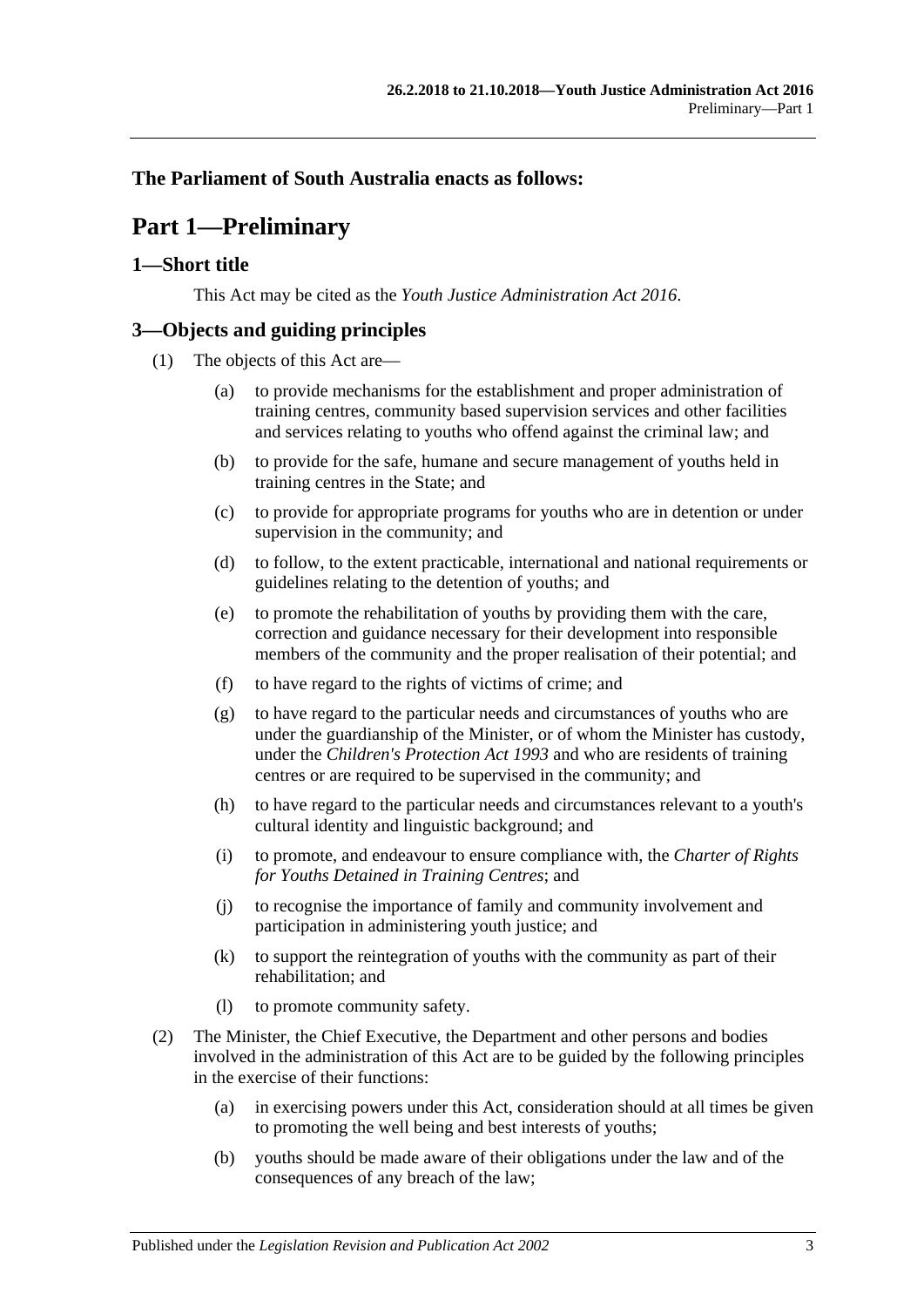**The Parliament of South Australia enacts as follows:**

# Part 1—Preliminary

## 1—Short title

This Act may be cited as the *Youth Justice Administration Act 2016*.

## 3—Objects and guiding principles

(1) The objects of this Act are—

(a) to provide mechanisms for the establishment and proper administration of training centres, community based supervision services and other facilities and services relating to youths who offend against the criminal law; and

(b) to provide for the safe, humane and secure management of youths held in training centres in the State; and

(c) to provide for appropriate programs for youths who are in detention or under supervision in the community; and

(d) to follow, to the extent practicable, international and national requirements or guidelines relating to the detention of youths; and

(e) to promote the rehabilitation of youths by providing them with the care, correction and guidance necessary for their development into responsible members of the community and the proper realisation of their potential; and

(f) to have regard to the rights of victims of crime; and

(g) to have regard to the particular needs and circumstances of youths who are under the guardianship of the Minister, or of whom the Minister has custody, under the *Children's Protection Act 1993* and who are residents of training centres or are required to be supervised in the community; and

(h) to have regard to the particular needs and circumstances relevant to a youth's cultural identity and linguistic background; and

(i) to promote, and endeavour to ensure compliance with, the *Charter of Rights for Youths Detained in Training Centres*; and

(j) to recognise the importance of family and community involvement and participation in administering youth justice; and

(k) to support the reintegration of youths with the community as part of their rehabilitation; and

(l) to promote community safety.

(2) The Minister, the Chief Executive, the Department and other persons and bodies involved in the administration of this Act are to be guided by the following principles in the exercise of their functions:

(a) in exercising powers under this Act, consideration should at all times be given to promoting the well being and best interests of youths;

(b) youths should be made aware of their obligations under the law and of the consequences of any breach of the law;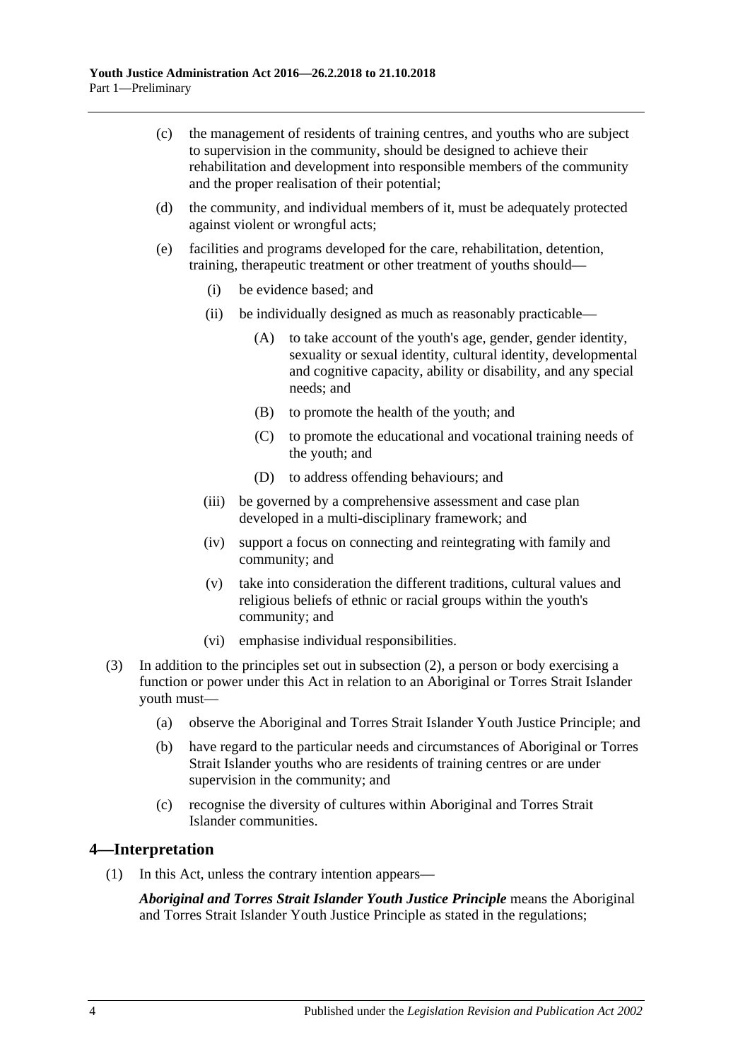(c) the management of residents of training centres, and youths who are subject to supervision in the community, should be designed to achieve their rehabilitation and development into responsible members of the community and the proper realisation of their potential;

(d) the community, and individual members of it, must be adequately protected against violent or wrongful acts;

(e) facilities and programs developed for the care, rehabilitation, detention, training, therapeutic treatment or other treatment of youths should—

(i) be evidence based; and

(ii) be individually designed as much as reasonably practicable—

(A) to take account of the youth's age, gender, gender identity, sexuality or sexual identity, cultural identity, developmental and cognitive capacity, ability or disability, and any special needs; and

(B) to promote the health of the youth; and

(C) to promote the educational and vocational training needs of the youth; and

(D) to address offending behaviours; and

(iii) be governed by a comprehensive assessment and case plan developed in a multi-disciplinary framework; and

(iv) support a focus on connecting and reintegrating with family and community; and

(v) take into consideration the different traditions, cultural values and religious beliefs of ethnic or racial groups within the youth's community; and

(vi) emphasise individual responsibilities.

(3) In addition to the principles set out in subsection (2), a person or body exercising a function or power under this Act in relation to an Aboriginal or Torres Strait Islander youth must—

(a) observe the Aboriginal and Torres Strait Islander Youth Justice Principle; and

(b) have regard to the particular needs and circumstances of Aboriginal or Torres Strait Islander youths who are residents of training centres or are under supervision in the community; and

(c) recognise the diversity of cultures within Aboriginal and Torres Strait Islander communities.

## 4—Interpretation

(1) In this Act, unless the contrary intention appears—

***Aboriginal and Torres Strait Islander Youth Justice Principle*** means the Aboriginal and Torres Strait Islander Youth Justice Principle as stated in the regulations;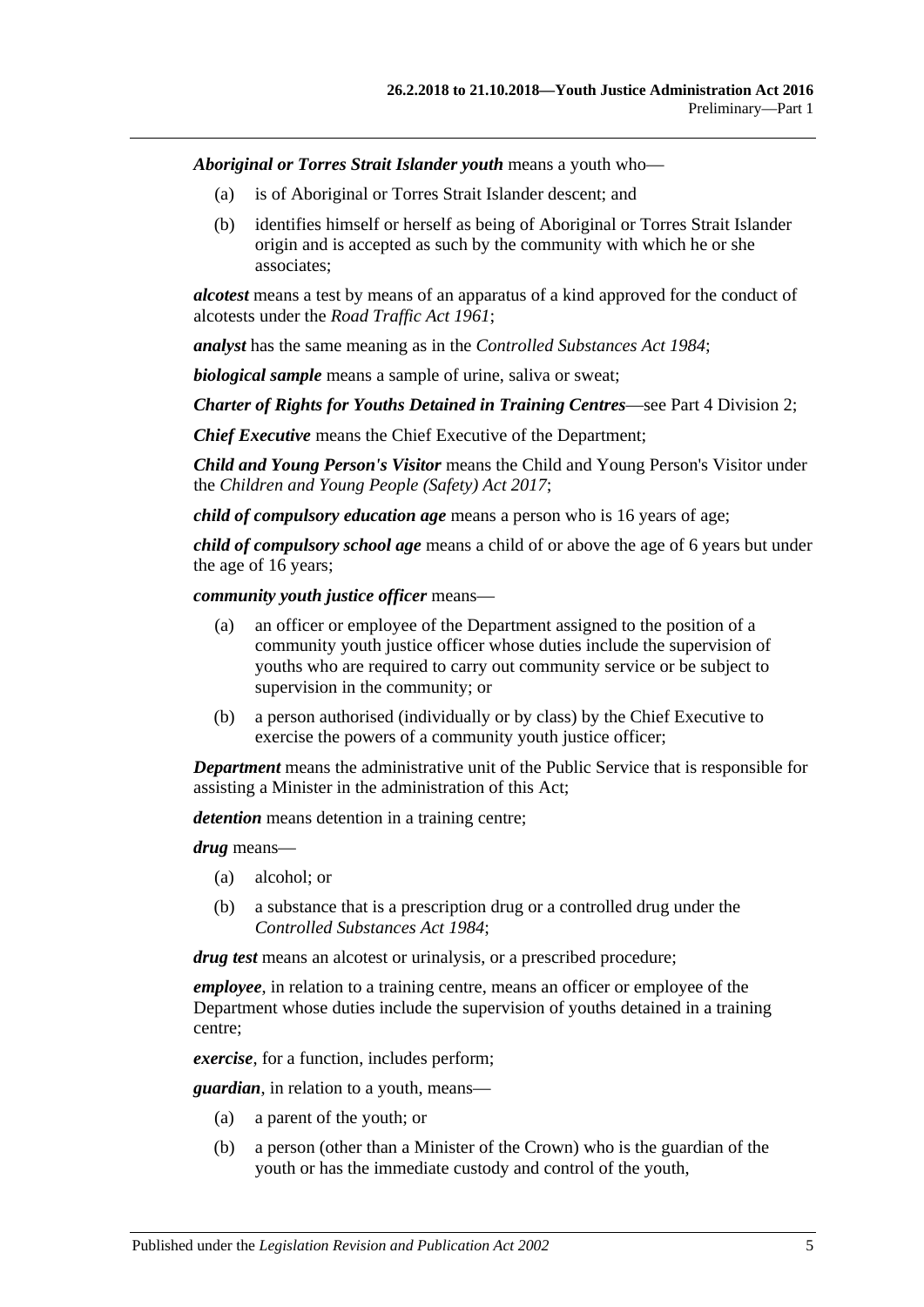***Aboriginal or Torres Strait Islander youth*** means a youth who—

- (a) is of Aboriginal or Torres Strait Islander descent; and
- (b) identifies himself or herself as being of Aboriginal or Torres Strait Islander origin and is accepted as such by the community with which he or she associates;

***alcotest*** means a test by means of an apparatus of a kind approved for the conduct of alcotests under the *Road Traffic Act 1961*;

***analyst*** has the same meaning as in the *Controlled Substances Act 1984*;

***biological sample*** means a sample of urine, saliva or sweat;

***Charter of Rights for Youths Detained in Training Centres***—see Part 4 Division 2;

***Chief Executive*** means the Chief Executive of the Department;

***Child and Young Person's Visitor*** means the Child and Young Person's Visitor under the *Children and Young People (Safety) Act 2017*;

***child of compulsory education age*** means a person who is 16 years of age;

***child of compulsory school age*** means a child of or above the age of 6 years but under the age of 16 years;

***community youth justice officer*** means—

- (a) an officer or employee of the Department assigned to the position of a community youth justice officer whose duties include the supervision of youths who are required to carry out community service or be subject to supervision in the community; or
- (b) a person authorised (individually or by class) by the Chief Executive to exercise the powers of a community youth justice officer;

***Department*** means the administrative unit of the Public Service that is responsible for assisting a Minister in the administration of this Act;

***detention*** means detention in a training centre;

***drug*** means—

- (a) alcohol; or
- (b) a substance that is a prescription drug or a controlled drug under the *Controlled Substances Act 1984*;

***drug test*** means an alcotest or urinalysis, or a prescribed procedure;

***employee***, in relation to a training centre, means an officer or employee of the Department whose duties include the supervision of youths detained in a training centre;

***exercise***, for a function, includes perform;

***guardian***, in relation to a youth, means—

- (a) a parent of the youth; or
- (b) a person (other than a Minister of the Crown) who is the guardian of the youth or has the immediate custody and control of the youth,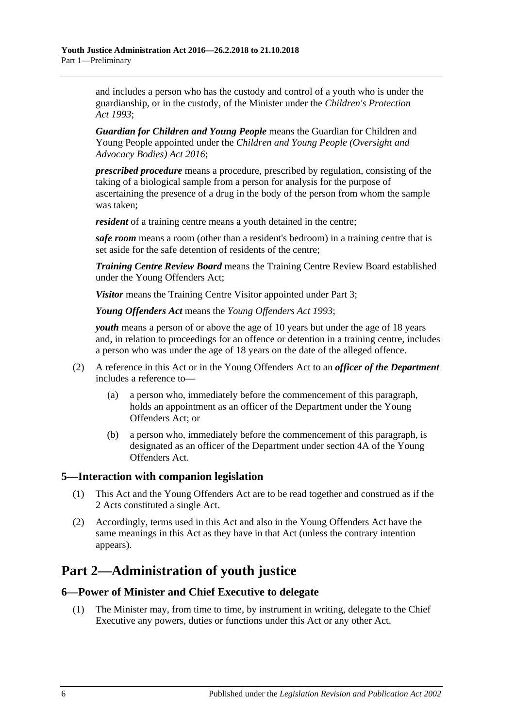and includes a person who has the custody and control of a youth who is under the guardianship, or in the custody, of the Minister under the *Children's Protection Act 1993*;

***Guardian for Children and Young People*** means the Guardian for Children and Young People appointed under the *Children and Young People (Oversight and Advocacy Bodies) Act 2016*;

***prescribed procedure*** means a procedure, prescribed by regulation, consisting of the taking of a biological sample from a person for analysis for the purpose of ascertaining the presence of a drug in the body of the person from whom the sample was taken;

***resident*** of a training centre means a youth detained in the centre;

***safe room*** means a room (other than a resident's bedroom) in a training centre that is set aside for the safe detention of residents of the centre;

***Training Centre Review Board*** means the Training Centre Review Board established under the Young Offenders Act;

***Visitor*** means the Training Centre Visitor appointed under Part 3;

***Young Offenders Act*** means the *Young Offenders Act 1993*;

***youth*** means a person of or above the age of 10 years but under the age of 18 years and, in relation to proceedings for an offence or detention in a training centre, includes a person who was under the age of 18 years on the date of the alleged offence.

(2) A reference in this Act or in the Young Offenders Act to an ***officer of the Department*** includes a reference to—

(a) a person who, immediately before the commencement of this paragraph, holds an appointment as an officer of the Department under the Young Offenders Act; or

(b) a person who, immediately before the commencement of this paragraph, is designated as an officer of the Department under section 4A of the Young Offenders Act.

### 5—Interaction with companion legislation

(1) This Act and the Young Offenders Act are to be read together and construed as if the 2 Acts constituted a single Act.

(2) Accordingly, terms used in this Act and also in the Young Offenders Act have the same meanings in this Act as they have in that Act (unless the contrary intention appears).

## Part 2—Administration of youth justice

### 6—Power of Minister and Chief Executive to delegate

(1) The Minister may, from time to time, by instrument in writing, delegate to the Chief Executive any powers, duties or functions under this Act or any other Act.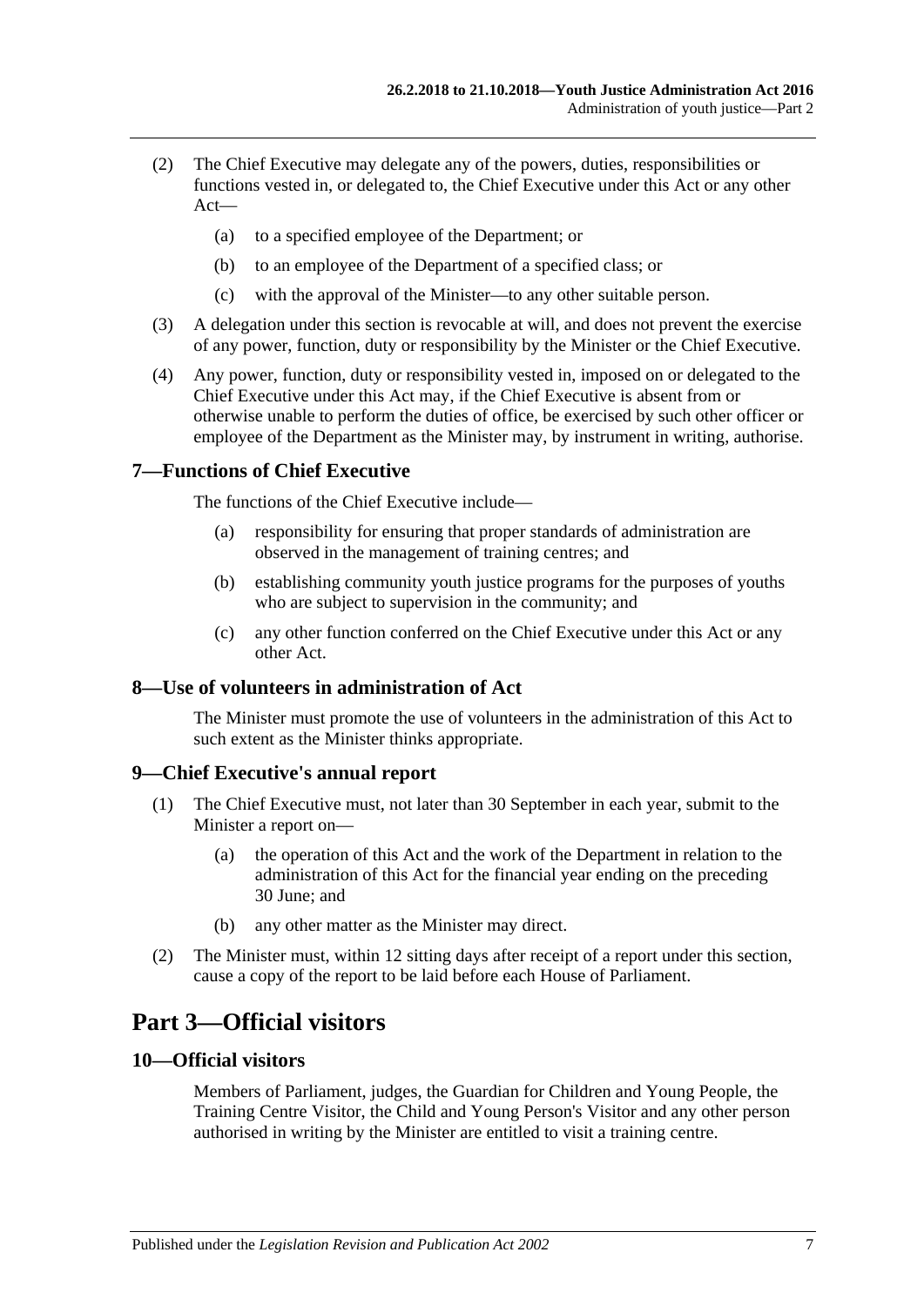(2) The Chief Executive may delegate any of the powers, duties, responsibilities or functions vested in, or delegated to, the Chief Executive under this Act or any other Act—

(a) to a specified employee of the Department; or

(b) to an employee of the Department of a specified class; or

(c) with the approval of the Minister—to any other suitable person.

(3) A delegation under this section is revocable at will, and does not prevent the exercise of any power, function, duty or responsibility by the Minister or the Chief Executive.

(4) Any power, function, duty or responsibility vested in, imposed on or delegated to the Chief Executive under this Act may, if the Chief Executive is absent from or otherwise unable to perform the duties of office, be exercised by such other officer or employee of the Department as the Minister may, by instrument in writing, authorise.

### 7—Functions of Chief Executive

The functions of the Chief Executive include—

(a) responsibility for ensuring that proper standards of administration are observed in the management of training centres; and

(b) establishing community youth justice programs for the purposes of youths who are subject to supervision in the community; and

(c) any other function conferred on the Chief Executive under this Act or any other Act.

### 8—Use of volunteers in administration of Act

The Minister must promote the use of volunteers in the administration of this Act to such extent as the Minister thinks appropriate.

### 9—Chief Executive's annual report

(1) The Chief Executive must, not later than 30 September in each year, submit to the Minister a report on—

(a) the operation of this Act and the work of the Department in relation to the administration of this Act for the financial year ending on the preceding 30 June; and

(b) any other matter as the Minister may direct.

(2) The Minister must, within 12 sitting days after receipt of a report under this section, cause a copy of the report to be laid before each House of Parliament.

## Part 3—Official visitors

### 10—Official visitors

Members of Parliament, judges, the Guardian for Children and Young People, the Training Centre Visitor, the Child and Young Person's Visitor and any other person authorised in writing by the Minister are entitled to visit a training centre.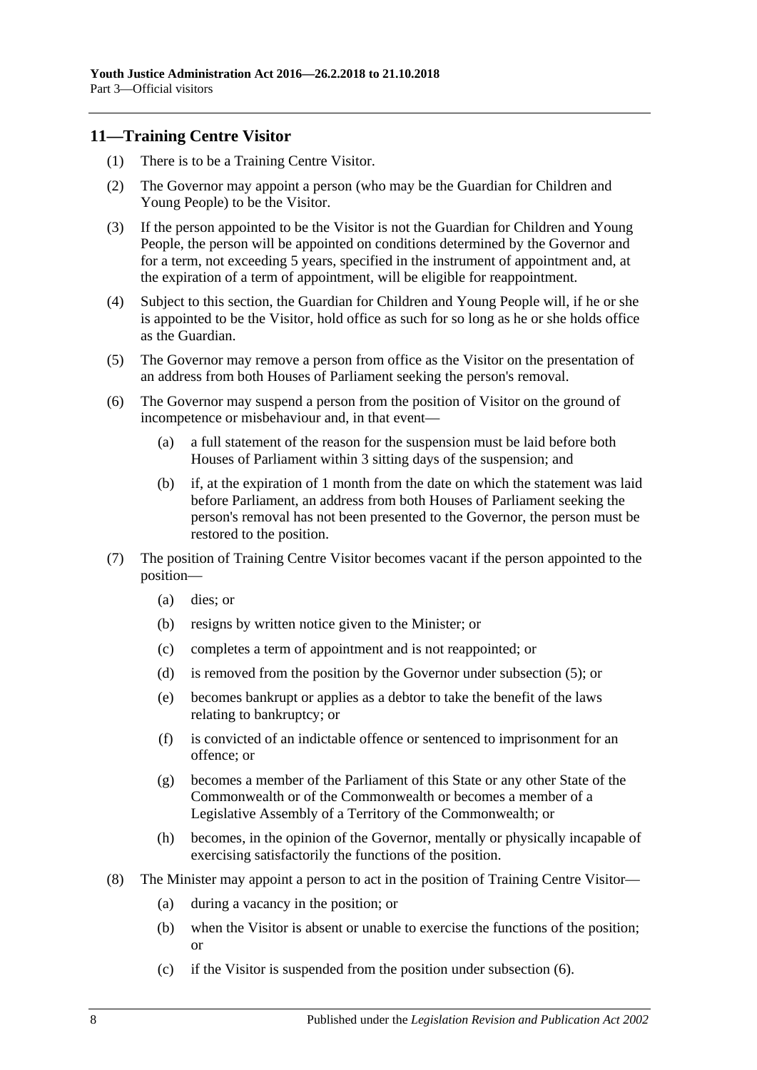## 11—Training Centre Visitor

(1) There is to be a Training Centre Visitor.

(2) The Governor may appoint a person (who may be the Guardian for Children and Young People) to be the Visitor.

(3) If the person appointed to be the Visitor is not the Guardian for Children and Young People, the person will be appointed on conditions determined by the Governor and for a term, not exceeding 5 years, specified in the instrument of appointment and, at the expiration of a term of appointment, will be eligible for reappointment.

(4) Subject to this section, the Guardian for Children and Young People will, if he or she is appointed to be the Visitor, hold office as such for so long as he or she holds office as the Guardian.

(5) The Governor may remove a person from office as the Visitor on the presentation of an address from both Houses of Parliament seeking the person's removal.

(6) The Governor may suspend a person from the position of Visitor on the ground of incompetence or misbehaviour and, in that event—

- (a) a full statement of the reason for the suspension must be laid before both Houses of Parliament within 3 sitting days of the suspension; and
- (b) if, at the expiration of 1 month from the date on which the statement was laid before Parliament, an address from both Houses of Parliament seeking the person's removal has not been presented to the Governor, the person must be restored to the position.

(7) The position of Training Centre Visitor becomes vacant if the person appointed to the position—

- (a) dies; or
- (b) resigns by written notice given to the Minister; or
- (c) completes a term of appointment and is not reappointed; or
- (d) is removed from the position by the Governor under subsection (5); or
- (e) becomes bankrupt or applies as a debtor to take the benefit of the laws relating to bankruptcy; or
- (f) is convicted of an indictable offence or sentenced to imprisonment for an offence; or
- (g) becomes a member of the Parliament of this State or any other State of the Commonwealth or of the Commonwealth or becomes a member of a Legislative Assembly of a Territory of the Commonwealth; or
- (h) becomes, in the opinion of the Governor, mentally or physically incapable of exercising satisfactorily the functions of the position.

(8) The Minister may appoint a person to act in the position of Training Centre Visitor—

- (a) during a vacancy in the position; or
- (b) when the Visitor is absent or unable to exercise the functions of the position; or
- (c) if the Visitor is suspended from the position under subsection (6).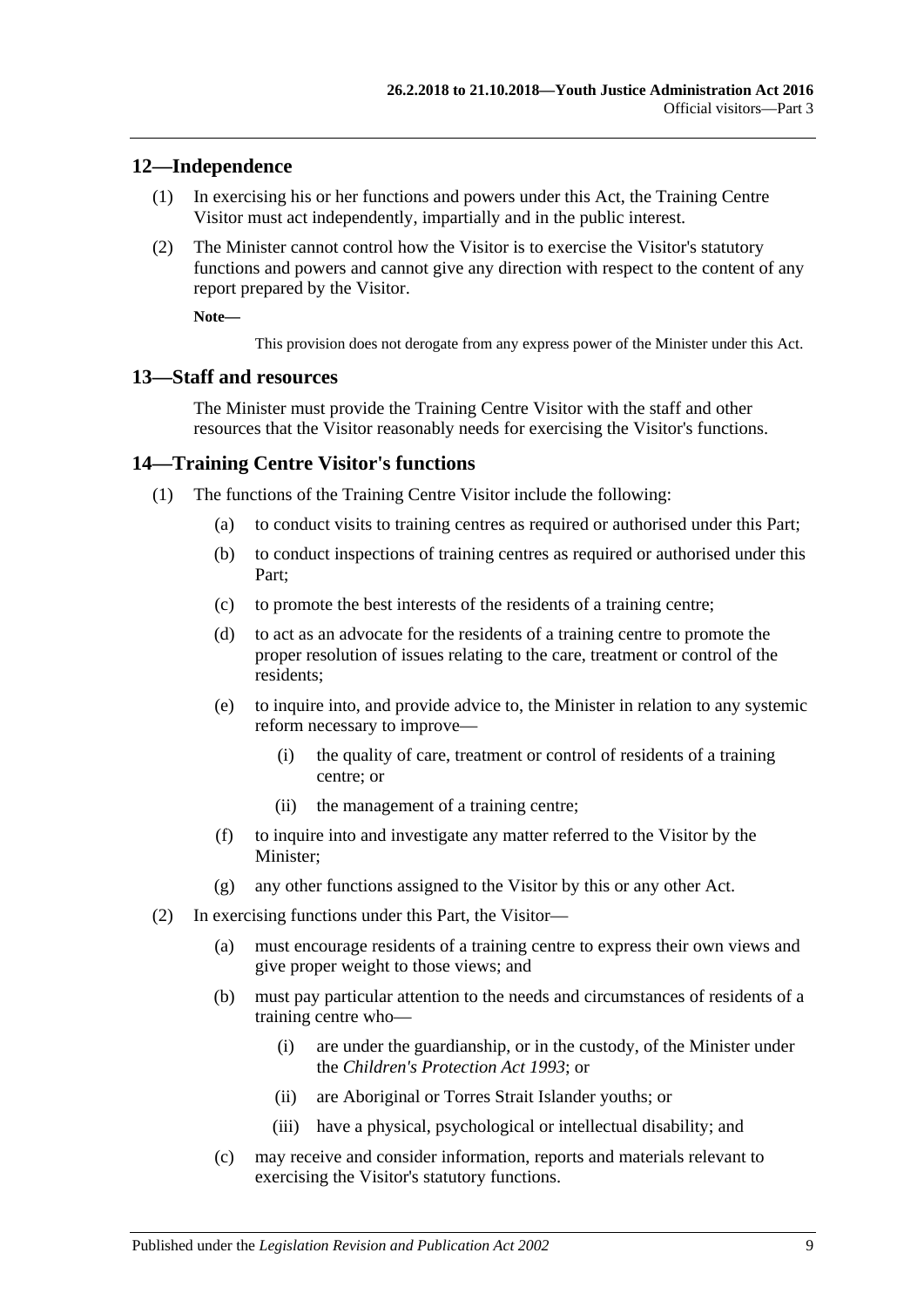## 12—Independence

(1) In exercising his or her functions and powers under this Act, the Training Centre Visitor must act independently, impartially and in the public interest.

(2) The Minister cannot control how the Visitor is to exercise the Visitor's statutory functions and powers and cannot give any direction with respect to the content of any report prepared by the Visitor.

**Note—**

This provision does not derogate from any express power of the Minister under this Act.

## 13—Staff and resources

The Minister must provide the Training Centre Visitor with the staff and other resources that the Visitor reasonably needs for exercising the Visitor's functions.

## 14—Training Centre Visitor's functions

(1) The functions of the Training Centre Visitor include the following:

(a) to conduct visits to training centres as required or authorised under this Part;

(b) to conduct inspections of training centres as required or authorised under this Part;

(c) to promote the best interests of the residents of a training centre;

(d) to act as an advocate for the residents of a training centre to promote the proper resolution of issues relating to the care, treatment or control of the residents;

(e) to inquire into, and provide advice to, the Minister in relation to any systemic reform necessary to improve—

(i) the quality of care, treatment or control of residents of a training centre; or

(ii) the management of a training centre;

(f) to inquire into and investigate any matter referred to the Visitor by the Minister;

(g) any other functions assigned to the Visitor by this or any other Act.

(2) In exercising functions under this Part, the Visitor—

(a) must encourage residents of a training centre to express their own views and give proper weight to those views; and

(b) must pay particular attention to the needs and circumstances of residents of a training centre who—

(i) are under the guardianship, or in the custody, of the Minister under the *Children's Protection Act 1993*; or

(ii) are Aboriginal or Torres Strait Islander youths; or

(iii) have a physical, psychological or intellectual disability; and

(c) may receive and consider information, reports and materials relevant to exercising the Visitor's statutory functions.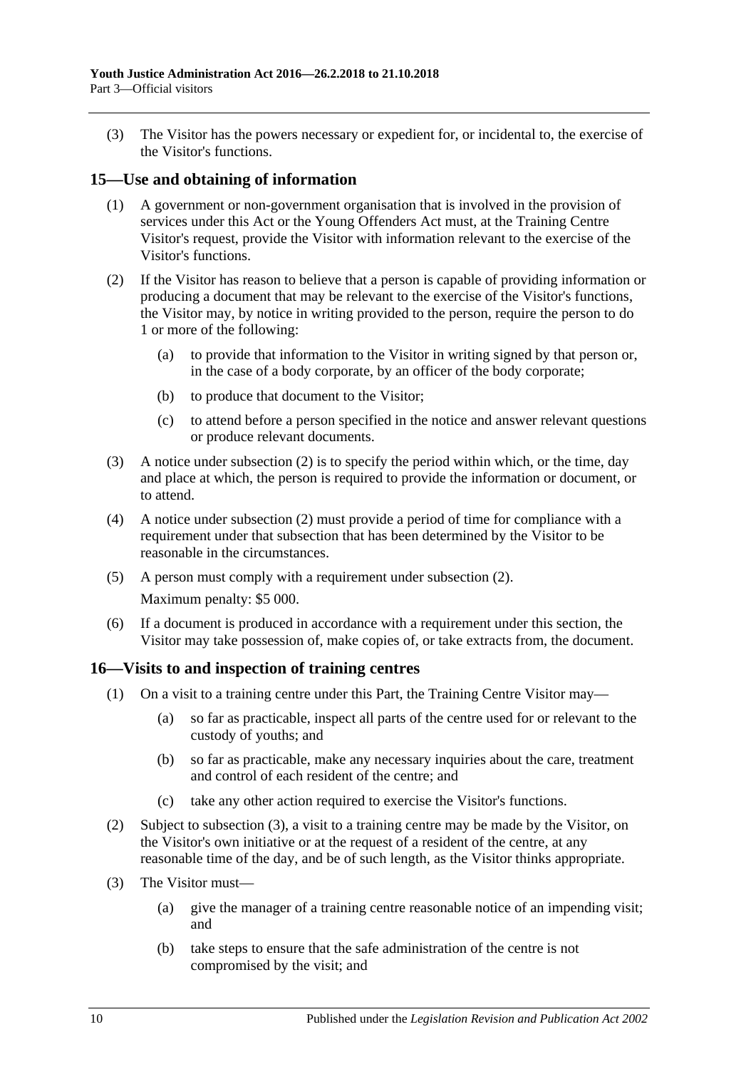(3) The Visitor has the powers necessary or expedient for, or incidental to, the exercise of the Visitor's functions.

## 15—Use and obtaining of information

(1) A government or non-government organisation that is involved in the provision of services under this Act or the Young Offenders Act must, at the Training Centre Visitor's request, provide the Visitor with information relevant to the exercise of the Visitor's functions.

(2) If the Visitor has reason to believe that a person is capable of providing information or producing a document that may be relevant to the exercise of the Visitor's functions, the Visitor may, by notice in writing provided to the person, require the person to do 1 or more of the following:

(a) to provide that information to the Visitor in writing signed by that person or, in the case of a body corporate, by an officer of the body corporate;

(b) to produce that document to the Visitor;

(c) to attend before a person specified in the notice and answer relevant questions or produce relevant documents.

(3) A notice under subsection (2) is to specify the period within which, or the time, day and place at which, the person is required to provide the information or document, or to attend.

(4) A notice under subsection (2) must provide a period of time for compliance with a requirement under that subsection that has been determined by the Visitor to be reasonable in the circumstances.

(5) A person must comply with a requirement under subsection (2).

Maximum penalty: $5 000.

(6) If a document is produced in accordance with a requirement under this section, the Visitor may take possession of, make copies of, or take extracts from, the document.

## 16—Visits to and inspection of training centres

(1) On a visit to a training centre under this Part, the Training Centre Visitor may—

(a) so far as practicable, inspect all parts of the centre used for or relevant to the custody of youths; and

(b) so far as practicable, make any necessary inquiries about the care, treatment and control of each resident of the centre; and

(c) take any other action required to exercise the Visitor's functions.

(2) Subject to subsection (3), a visit to a training centre may be made by the Visitor, on the Visitor's own initiative or at the request of a resident of the centre, at any reasonable time of the day, and be of such length, as the Visitor thinks appropriate.

(3) The Visitor must—

(a) give the manager of a training centre reasonable notice of an impending visit; and

(b) take steps to ensure that the safe administration of the centre is not compromised by the visit; and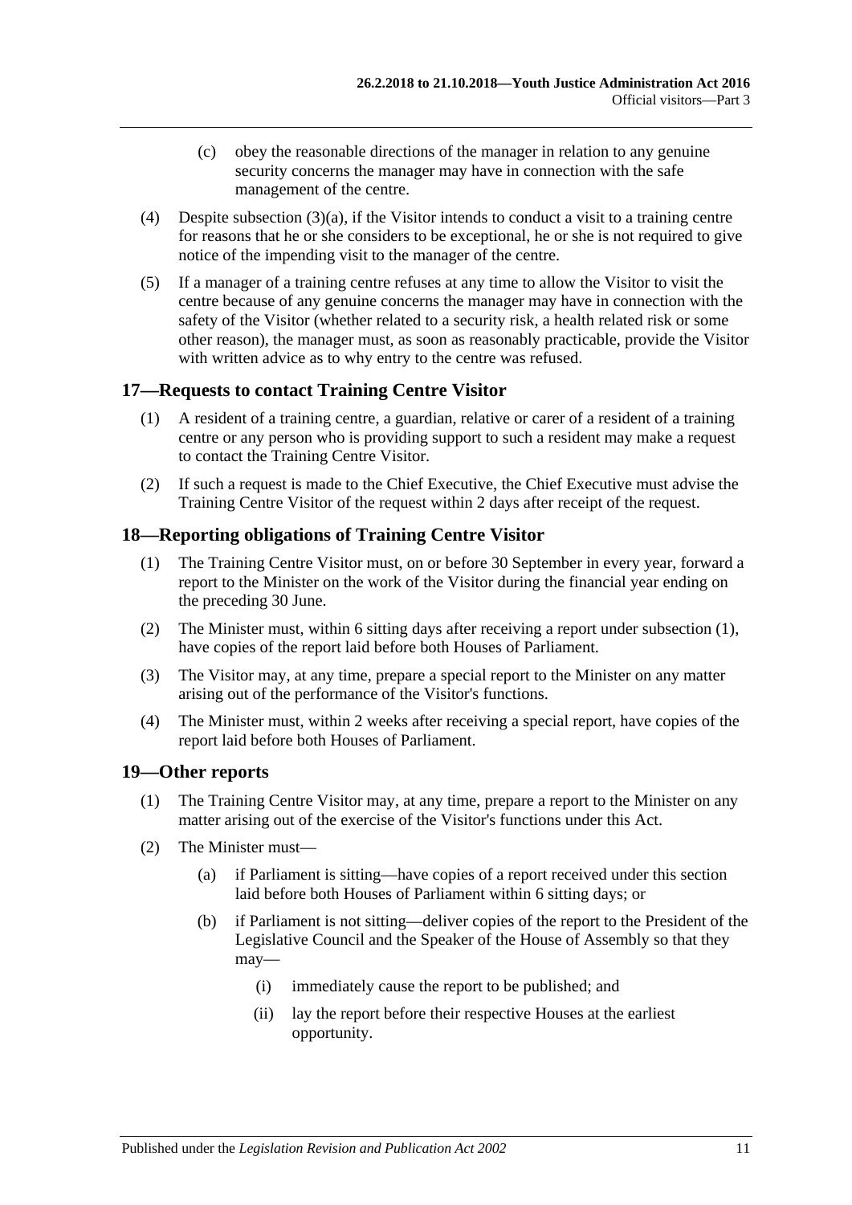(c) obey the reasonable directions of the manager in relation to any genuine security concerns the manager may have in connection with the safe management of the centre.

(4) Despite subsection (3)(a), if the Visitor intends to conduct a visit to a training centre for reasons that he or she considers to be exceptional, he or she is not required to give notice of the impending visit to the manager of the centre.

(5) If a manager of a training centre refuses at any time to allow the Visitor to visit the centre because of any genuine concerns the manager may have in connection with the safety of the Visitor (whether related to a security risk, a health related risk or some other reason), the manager must, as soon as reasonably practicable, provide the Visitor with written advice as to why entry to the centre was refused.

## 17—Requests to contact Training Centre Visitor

(1) A resident of a training centre, a guardian, relative or carer of a resident of a training centre or any person who is providing support to such a resident may make a request to contact the Training Centre Visitor.

(2) If such a request is made to the Chief Executive, the Chief Executive must advise the Training Centre Visitor of the request within 2 days after receipt of the request.

## 18—Reporting obligations of Training Centre Visitor

(1) The Training Centre Visitor must, on or before 30 September in every year, forward a report to the Minister on the work of the Visitor during the financial year ending on the preceding 30 June.

(2) The Minister must, within 6 sitting days after receiving a report under subsection (1), have copies of the report laid before both Houses of Parliament.

(3) The Visitor may, at any time, prepare a special report to the Minister on any matter arising out of the performance of the Visitor's functions.

(4) The Minister must, within 2 weeks after receiving a special report, have copies of the report laid before both Houses of Parliament.

## 19—Other reports

(1) The Training Centre Visitor may, at any time, prepare a report to the Minister on any matter arising out of the exercise of the Visitor's functions under this Act.

(2) The Minister must—

(a) if Parliament is sitting—have copies of a report received under this section laid before both Houses of Parliament within 6 sitting days; or

(b) if Parliament is not sitting—deliver copies of the report to the President of the Legislative Council and the Speaker of the House of Assembly so that they may—

(i) immediately cause the report to be published; and

(ii) lay the report before their respective Houses at the earliest opportunity.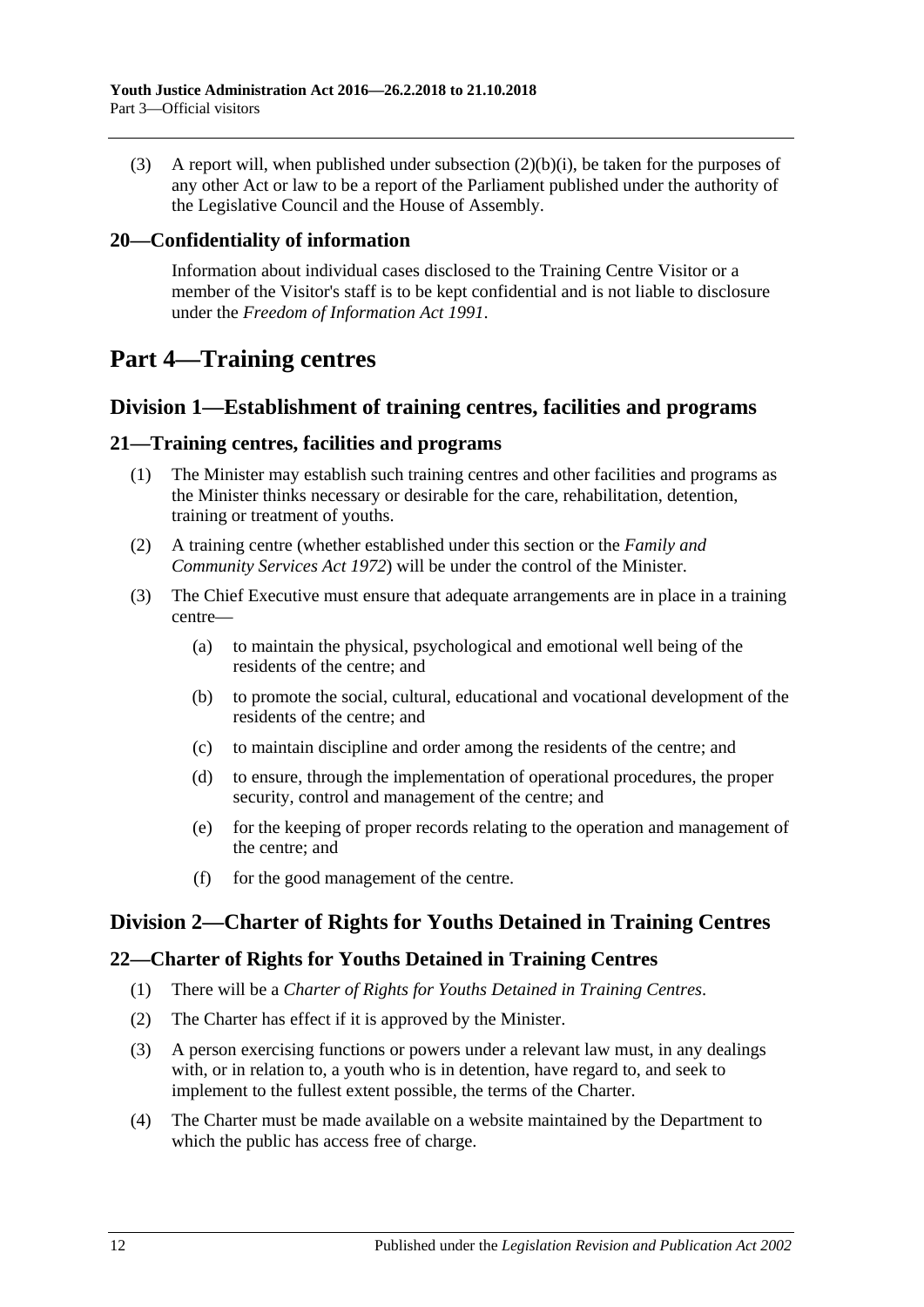(3) A report will, when published under subsection (2)(b)(i), be taken for the purposes of any other Act or law to be a report of the Parliament published under the authority of the Legislative Council and the House of Assembly.

### 20—Confidentiality of information

Information about individual cases disclosed to the Training Centre Visitor or a member of the Visitor's staff is to be kept confidential and is not liable to disclosure under the *Freedom of Information Act 1991*.

# Part 4—Training centres

## Division 1—Establishment of training centres, facilities and programs

### 21—Training centres, facilities and programs

(1) The Minister may establish such training centres and other facilities and programs as the Minister thinks necessary or desirable for the care, rehabilitation, detention, training or treatment of youths.

(2) A training centre (whether established under this section or the *Family and Community Services Act 1972*) will be under the control of the Minister.

(3) The Chief Executive must ensure that adequate arrangements are in place in a training centre—

- (a) to maintain the physical, psychological and emotional well being of the residents of the centre; and
- (b) to promote the social, cultural, educational and vocational development of the residents of the centre; and
- (c) to maintain discipline and order among the residents of the centre; and
- (d) to ensure, through the implementation of operational procedures, the proper security, control and management of the centre; and
- (e) for the keeping of proper records relating to the operation and management of the centre; and
- (f) for the good management of the centre.

## Division 2—Charter of Rights for Youths Detained in Training Centres

### 22—Charter of Rights for Youths Detained in Training Centres

(1) There will be a *Charter of Rights for Youths Detained in Training Centres*.

(2) The Charter has effect if it is approved by the Minister.

(3) A person exercising functions or powers under a relevant law must, in any dealings with, or in relation to, a youth who is in detention, have regard to, and seek to implement to the fullest extent possible, the terms of the Charter.

(4) The Charter must be made available on a website maintained by the Department to which the public has access free of charge.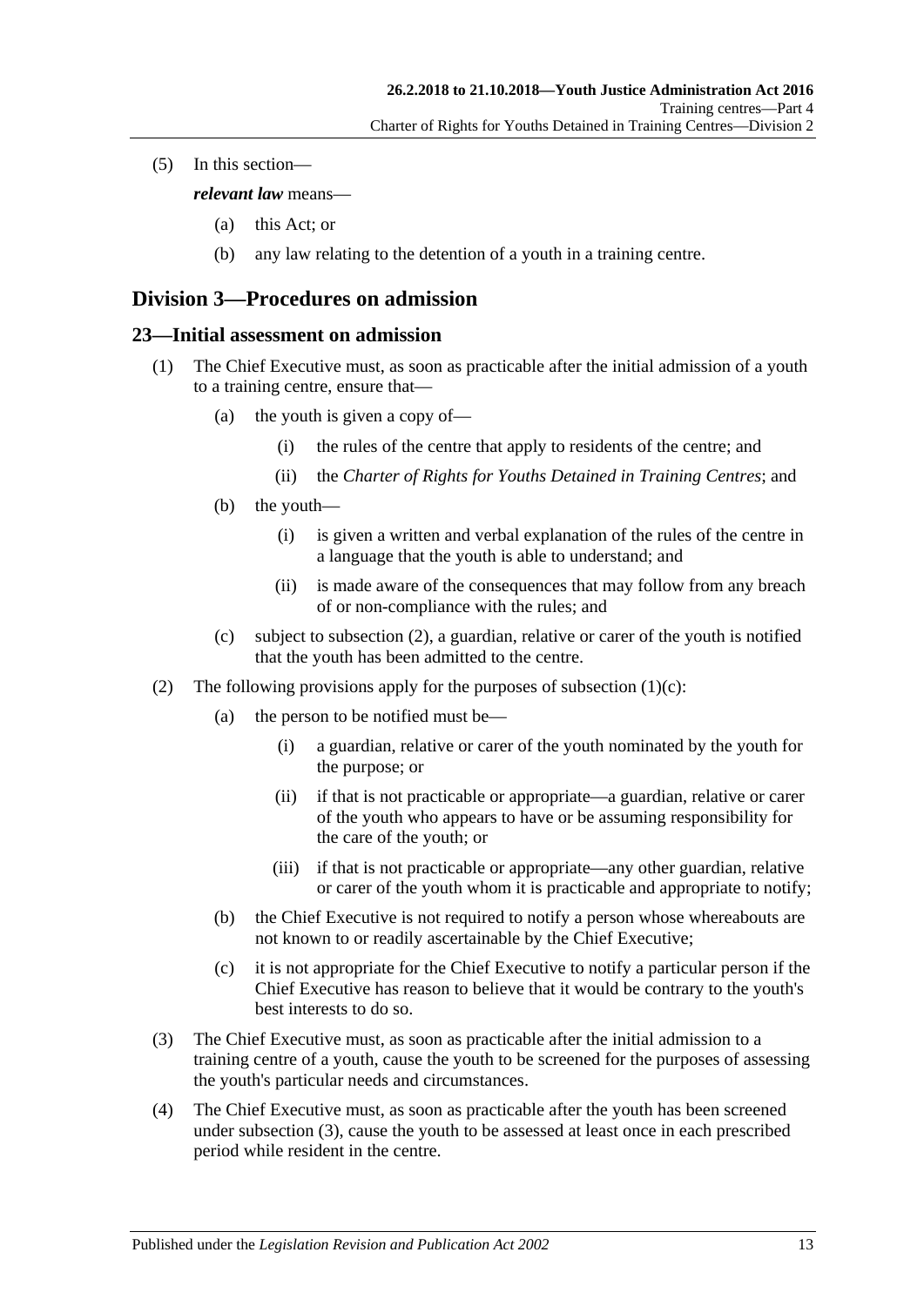(5) In this section—

*relevant law* means—

(a) this Act; or

(b) any law relating to the detention of a youth in a training centre.

## Division 3—Procedures on admission

### 23—Initial assessment on admission

(1) The Chief Executive must, as soon as practicable after the initial admission of a youth to a training centre, ensure that—

(a) the youth is given a copy of—

(i) the rules of the centre that apply to residents of the centre; and

(ii) the *Charter of Rights for Youths Detained in Training Centres*; and

(b) the youth—

(i) is given a written and verbal explanation of the rules of the centre in a language that the youth is able to understand; and

(ii) is made aware of the consequences that may follow from any breach of or non-compliance with the rules; and

(c) subject to subsection (2), a guardian, relative or carer of the youth is notified that the youth has been admitted to the centre.

(2) The following provisions apply for the purposes of subsection (1)(c):

(a) the person to be notified must be—

(i) a guardian, relative or carer of the youth nominated by the youth for the purpose; or

(ii) if that is not practicable or appropriate—a guardian, relative or carer of the youth who appears to have or be assuming responsibility for the care of the youth; or

(iii) if that is not practicable or appropriate—any other guardian, relative or carer of the youth whom it is practicable and appropriate to notify;

(b) the Chief Executive is not required to notify a person whose whereabouts are not known to or readily ascertainable by the Chief Executive;

(c) it is not appropriate for the Chief Executive to notify a particular person if the Chief Executive has reason to believe that it would be contrary to the youth's best interests to do so.

(3) The Chief Executive must, as soon as practicable after the initial admission to a training centre of a youth, cause the youth to be screened for the purposes of assessing the youth's particular needs and circumstances.

(4) The Chief Executive must, as soon as practicable after the youth has been screened under subsection (3), cause the youth to be assessed at least once in each prescribed period while resident in the centre.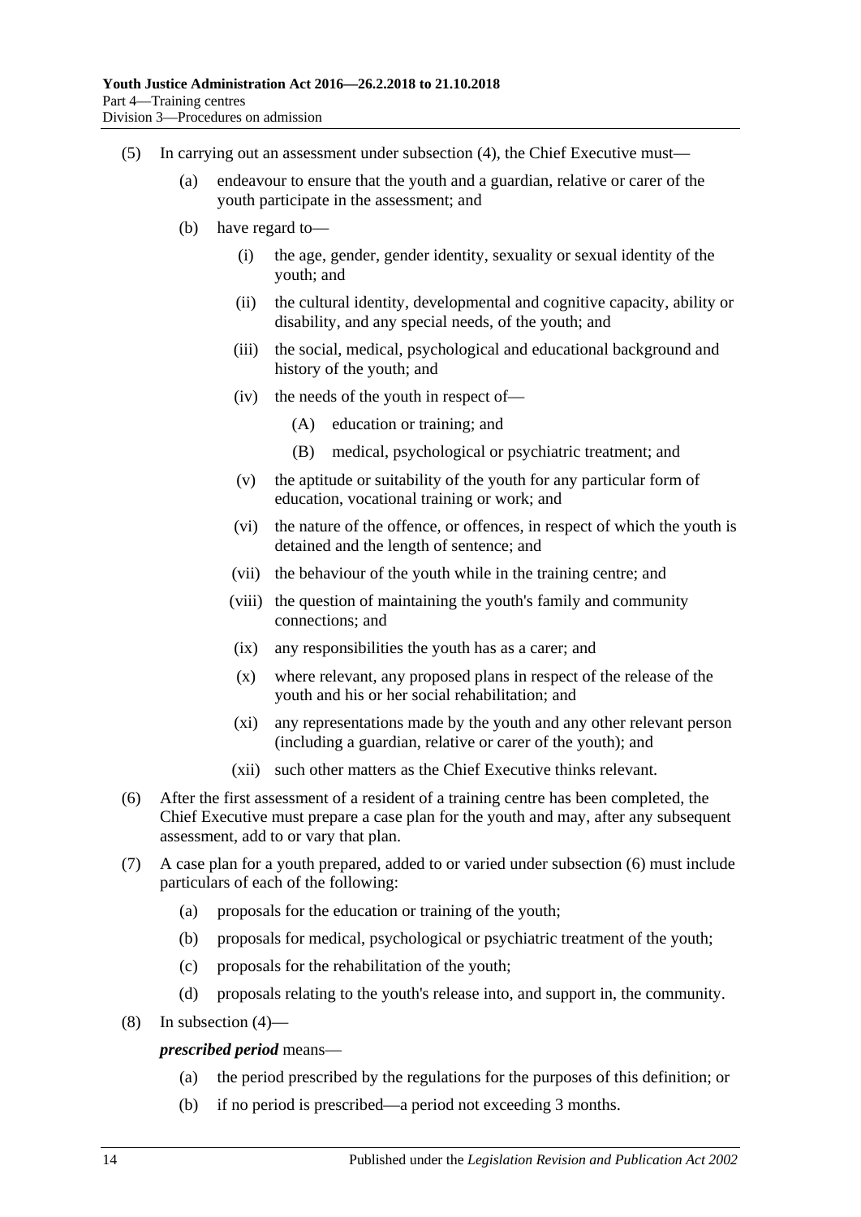(5) In carrying out an assessment under subsection (4), the Chief Executive must—

(a) endeavour to ensure that the youth and a guardian, relative or carer of the youth participate in the assessment; and

(b) have regard to—

(i) the age, gender, gender identity, sexuality or sexual identity of the youth; and

(ii) the cultural identity, developmental and cognitive capacity, ability or disability, and any special needs, of the youth; and

(iii) the social, medical, psychological and educational background and history of the youth; and

(iv) the needs of the youth in respect of—

(A) education or training; and

(B) medical, psychological or psychiatric treatment; and

(v) the aptitude or suitability of the youth for any particular form of education, vocational training or work; and

(vi) the nature of the offence, or offences, in respect of which the youth is detained and the length of sentence; and

(vii) the behaviour of the youth while in the training centre; and

(viii) the question of maintaining the youth's family and community connections; and

(ix) any responsibilities the youth has as a carer; and

(x) where relevant, any proposed plans in respect of the release of the youth and his or her social rehabilitation; and

(xi) any representations made by the youth and any other relevant person (including a guardian, relative or carer of the youth); and

(xii) such other matters as the Chief Executive thinks relevant.

(6) After the first assessment of a resident of a training centre has been completed, the Chief Executive must prepare a case plan for the youth and may, after any subsequent assessment, add to or vary that plan.

(7) A case plan for a youth prepared, added to or varied under subsection (6) must include particulars of each of the following:

(a) proposals for the education or training of the youth;

(b) proposals for medical, psychological or psychiatric treatment of the youth;

(c) proposals for the rehabilitation of the youth;

(d) proposals relating to the youth's release into, and support in, the community.

(8) In subsection (4)—

***prescribed period*** means—

(a) the period prescribed by the regulations for the purposes of this definition; or

(b) if no period is prescribed—a period not exceeding 3 months.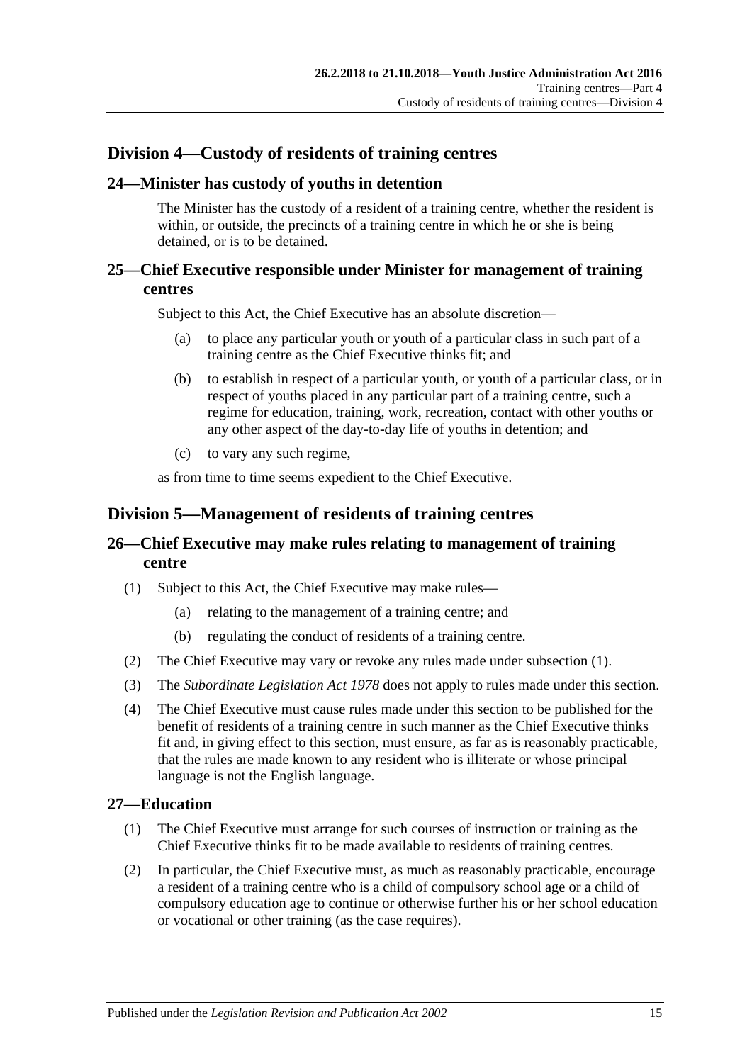## Division 4—Custody of residents of training centres

### 24—Minister has custody of youths in detention

The Minister has the custody of a resident of a training centre, whether the resident is within, or outside, the precincts of a training centre in which he or she is being detained, or is to be detained.

### 25—Chief Executive responsible under Minister for management of training centres

Subject to this Act, the Chief Executive has an absolute discretion—

- (a) to place any particular youth or youth of a particular class in such part of a training centre as the Chief Executive thinks fit; and
- (b) to establish in respect of a particular youth, or youth of a particular class, or in respect of youths placed in any particular part of a training centre, such a regime for education, training, work, recreation, contact with other youths or any other aspect of the day-to-day life of youths in detention; and
- (c) to vary any such regime,

as from time to time seems expedient to the Chief Executive.

## Division 5—Management of residents of training centres

### 26—Chief Executive may make rules relating to management of training centre

(1) Subject to this Act, the Chief Executive may make rules—

- (a) relating to the management of a training centre; and
- (b) regulating the conduct of residents of a training centre.

(2) The Chief Executive may vary or revoke any rules made under subsection (1).

(3) The *Subordinate Legislation Act 1978* does not apply to rules made under this section.

(4) The Chief Executive must cause rules made under this section to be published for the benefit of residents of a training centre in such manner as the Chief Executive thinks fit and, in giving effect to this section, must ensure, as far as is reasonably practicable, that the rules are made known to any resident who is illiterate or whose principal language is not the English language.

### 27—Education

(1) The Chief Executive must arrange for such courses of instruction or training as the Chief Executive thinks fit to be made available to residents of training centres.

(2) In particular, the Chief Executive must, as much as reasonably practicable, encourage a resident of a training centre who is a child of compulsory school age or a child of compulsory education age to continue or otherwise further his or her school education or vocational or other training (as the case requires).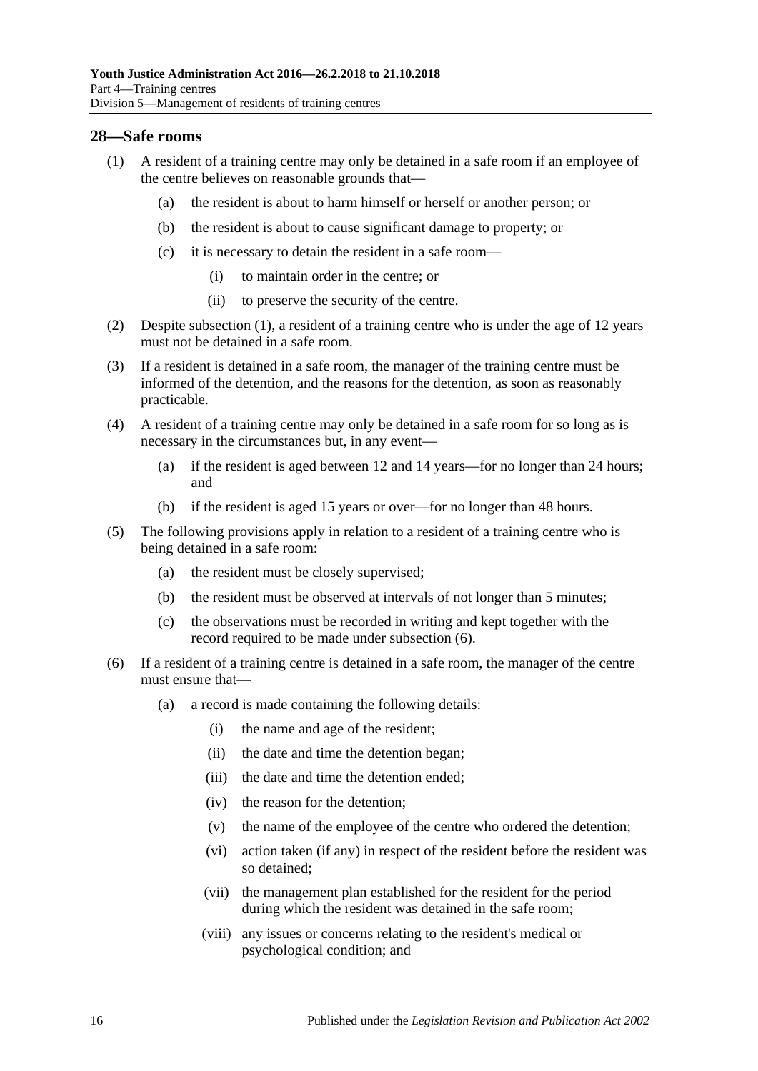## 28—Safe rooms

(1) A resident of a training centre may only be detained in a safe room if an employee of the centre believes on reasonable grounds that—

(a) the resident is about to harm himself or herself or another person; or

(b) the resident is about to cause significant damage to property; or

(c) it is necessary to detain the resident in a safe room—

(i) to maintain order in the centre; or

(ii) to preserve the security of the centre.

(2) Despite subsection (1), a resident of a training centre who is under the age of 12 years must not be detained in a safe room.

(3) If a resident is detained in a safe room, the manager of the training centre must be informed of the detention, and the reasons for the detention, as soon as reasonably practicable.

(4) A resident of a training centre may only be detained in a safe room for so long as is necessary in the circumstances but, in any event—

(a) if the resident is aged between 12 and 14 years—for no longer than 24 hours; and

(b) if the resident is aged 15 years or over—for no longer than 48 hours.

(5) The following provisions apply in relation to a resident of a training centre who is being detained in a safe room:

(a) the resident must be closely supervised;

(b) the resident must be observed at intervals of not longer than 5 minutes;

(c) the observations must be recorded in writing and kept together with the record required to be made under subsection (6).

(6) If a resident of a training centre is detained in a safe room, the manager of the centre must ensure that—

(a) a record is made containing the following details:

(i) the name and age of the resident;

(ii) the date and time the detention began;

(iii) the date and time the detention ended;

(iv) the reason for the detention;

(v) the name of the employee of the centre who ordered the detention;

(vi) action taken (if any) in respect of the resident before the resident was so detained;

(vii) the management plan established for the resident for the period during which the resident was detained in the safe room;

(viii) any issues or concerns relating to the resident's medical or psychological condition; and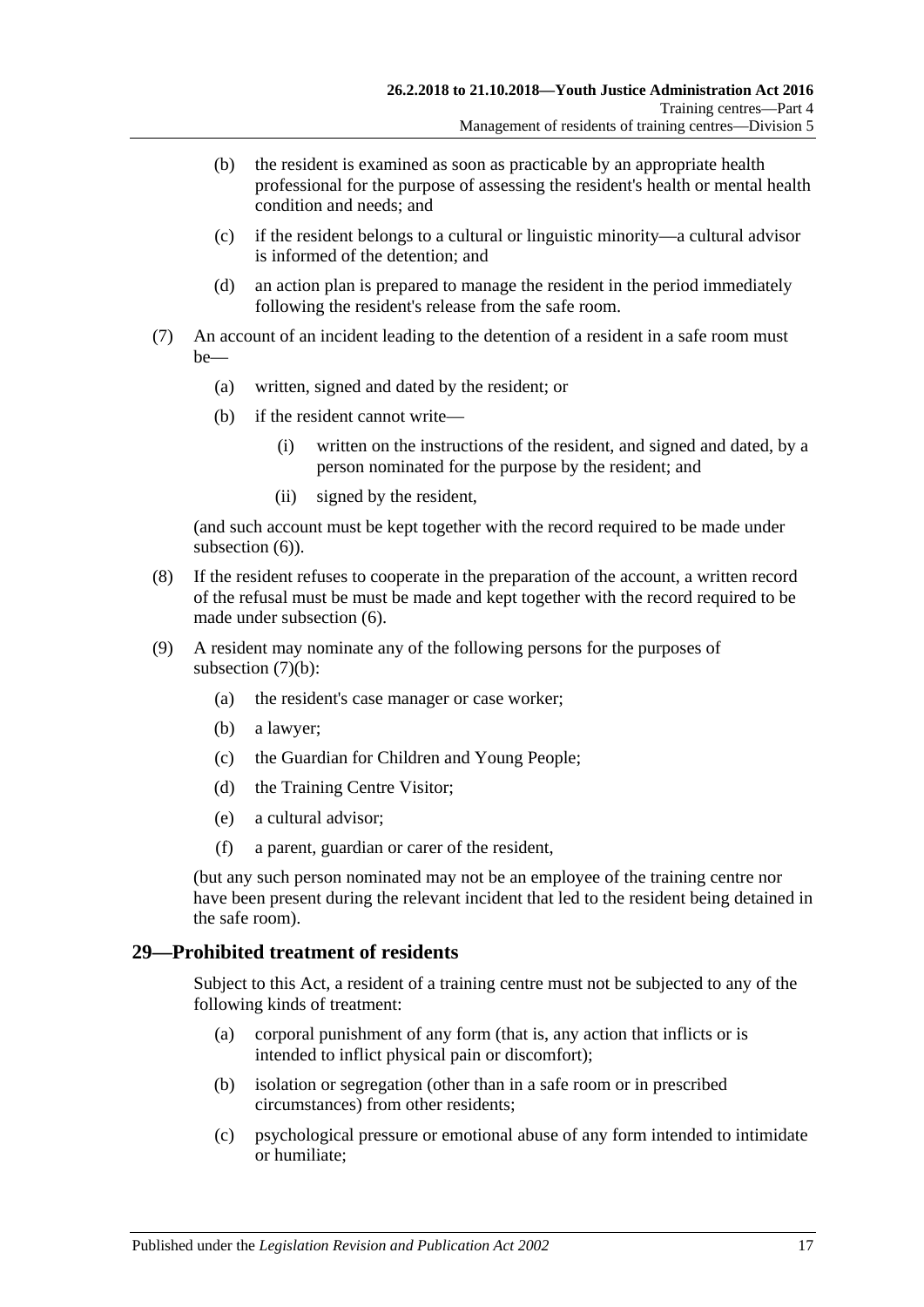(b) the resident is examined as soon as practicable by an appropriate health professional for the purpose of assessing the resident's health or mental health condition and needs; and

(c) if the resident belongs to a cultural or linguistic minority—a cultural advisor is informed of the detention; and

(d) an action plan is prepared to manage the resident in the period immediately following the resident's release from the safe room.

(7) An account of an incident leading to the detention of a resident in a safe room must be—

(a) written, signed and dated by the resident; or

(b) if the resident cannot write—

(i) written on the instructions of the resident, and signed and dated, by a person nominated for the purpose by the resident; and

(ii) signed by the resident,

(and such account must be kept together with the record required to be made under subsection (6)).

(8) If the resident refuses to cooperate in the preparation of the account, a written record of the refusal must be must be made and kept together with the record required to be made under subsection (6).

(9) A resident may nominate any of the following persons for the purposes of subsection (7)(b):

(a) the resident's case manager or case worker;

(b) a lawyer;

(c) the Guardian for Children and Young People;

(d) the Training Centre Visitor;

(e) a cultural advisor;

(f) a parent, guardian or carer of the resident,

(but any such person nominated may not be an employee of the training centre nor have been present during the relevant incident that led to the resident being detained in the safe room).

## 29—Prohibited treatment of residents

Subject to this Act, a resident of a training centre must not be subjected to any of the following kinds of treatment:

(a) corporal punishment of any form (that is, any action that inflicts or is intended to inflict physical pain or discomfort);

(b) isolation or segregation (other than in a safe room or in prescribed circumstances) from other residents;

(c) psychological pressure or emotional abuse of any form intended to intimidate or humiliate;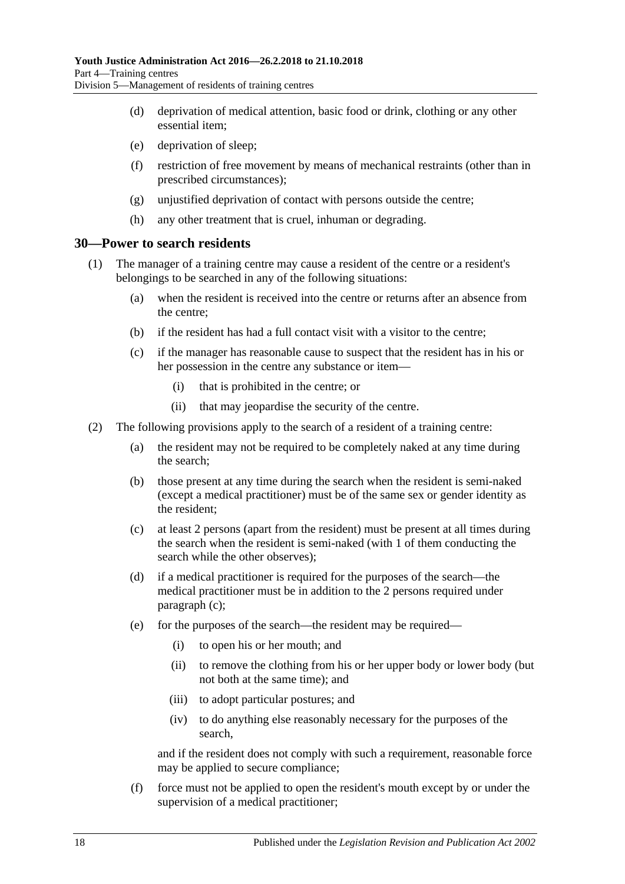(d) deprivation of medical attention, basic food or drink, clothing or any other essential item;

(e) deprivation of sleep;

(f) restriction of free movement by means of mechanical restraints (other than in prescribed circumstances);

(g) unjustified deprivation of contact with persons outside the centre;

(h) any other treatment that is cruel, inhuman or degrading.

## 30—Power to search residents

(1) The manager of a training centre may cause a resident of the centre or a resident's belongings to be searched in any of the following situations:

(a) when the resident is received into the centre or returns after an absence from the centre;

(b) if the resident has had a full contact visit with a visitor to the centre;

(c) if the manager has reasonable cause to suspect that the resident has in his or her possession in the centre any substance or item—

(i) that is prohibited in the centre; or

(ii) that may jeopardise the security of the centre.

(2) The following provisions apply to the search of a resident of a training centre:

(a) the resident may not be required to be completely naked at any time during the search;

(b) those present at any time during the search when the resident is semi-naked (except a medical practitioner) must be of the same sex or gender identity as the resident;

(c) at least 2 persons (apart from the resident) must be present at all times during the search when the resident is semi-naked (with 1 of them conducting the search while the other observes);

(d) if a medical practitioner is required for the purposes of the search—the medical practitioner must be in addition to the 2 persons required under paragraph (c);

(e) for the purposes of the search—the resident may be required—

(i) to open his or her mouth; and

(ii) to remove the clothing from his or her upper body or lower body (but not both at the same time); and

(iii) to adopt particular postures; and

(iv) to do anything else reasonably necessary for the purposes of the search,

and if the resident does not comply with such a requirement, reasonable force may be applied to secure compliance;

(f) force must not be applied to open the resident's mouth except by or under the supervision of a medical practitioner;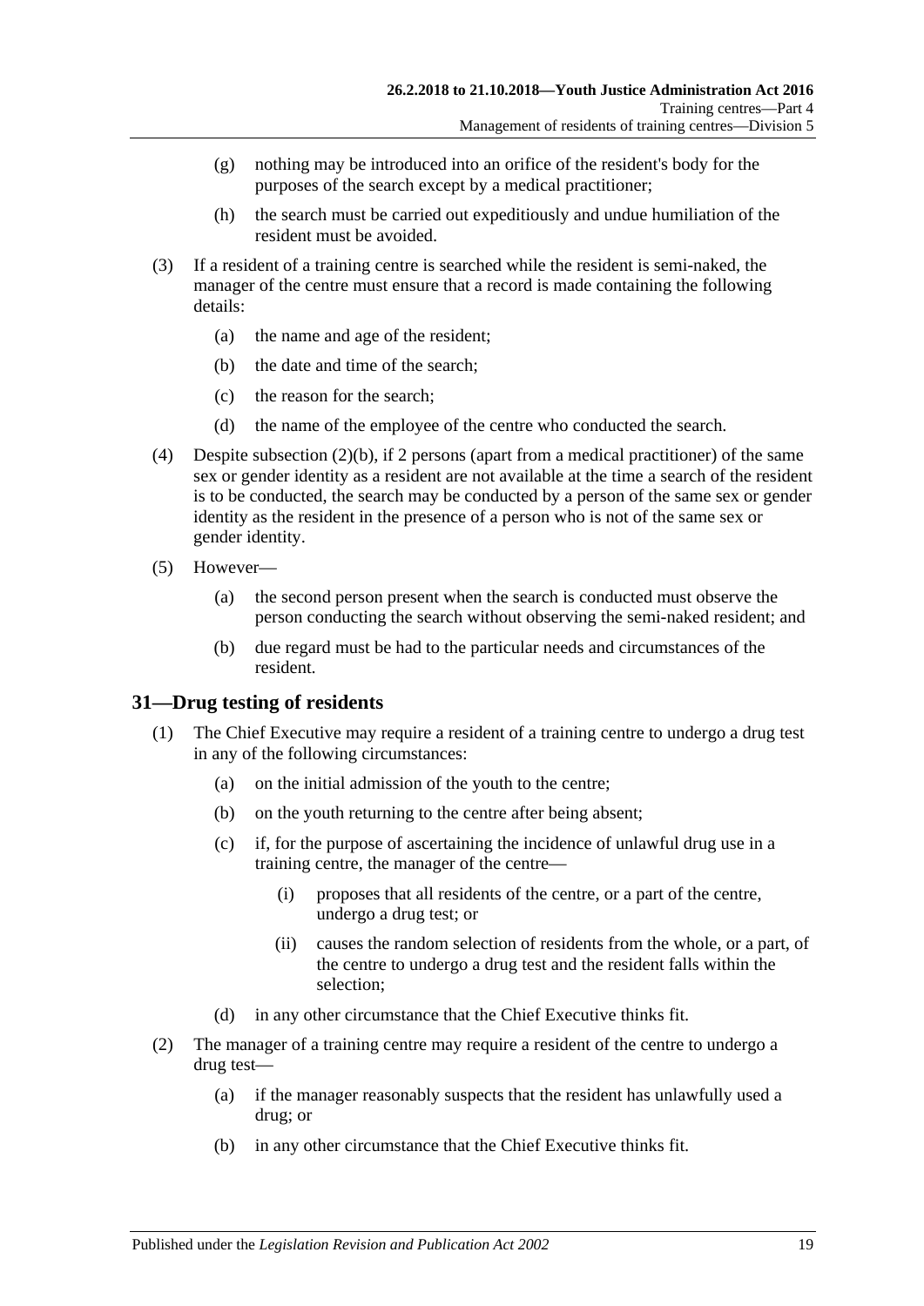(g) nothing may be introduced into an orifice of the resident's body for the purposes of the search except by a medical practitioner;

(h) the search must be carried out expeditiously and undue humiliation of the resident must be avoided.

(3) If a resident of a training centre is searched while the resident is semi-naked, the manager of the centre must ensure that a record is made containing the following details:

(a) the name and age of the resident;

(b) the date and time of the search;

(c) the reason for the search;

(d) the name of the employee of the centre who conducted the search.

(4) Despite subsection (2)(b), if 2 persons (apart from a medical practitioner) of the same sex or gender identity as a resident are not available at the time a search of the resident is to be conducted, the search may be conducted by a person of the same sex or gender identity as the resident in the presence of a person who is not of the same sex or gender identity.

(5) However—

(a) the second person present when the search is conducted must observe the person conducting the search without observing the semi-naked resident; and

(b) due regard must be had to the particular needs and circumstances of the resident.

## 31—Drug testing of residents

(1) The Chief Executive may require a resident of a training centre to undergo a drug test in any of the following circumstances:

(a) on the initial admission of the youth to the centre;

(b) on the youth returning to the centre after being absent;

(c) if, for the purpose of ascertaining the incidence of unlawful drug use in a training centre, the manager of the centre—

(i) proposes that all residents of the centre, or a part of the centre, undergo a drug test; or

(ii) causes the random selection of residents from the whole, or a part, of the centre to undergo a drug test and the resident falls within the selection;

(d) in any other circumstance that the Chief Executive thinks fit.

(2) The manager of a training centre may require a resident of the centre to undergo a drug test—

(a) if the manager reasonably suspects that the resident has unlawfully used a drug; or

(b) in any other circumstance that the Chief Executive thinks fit.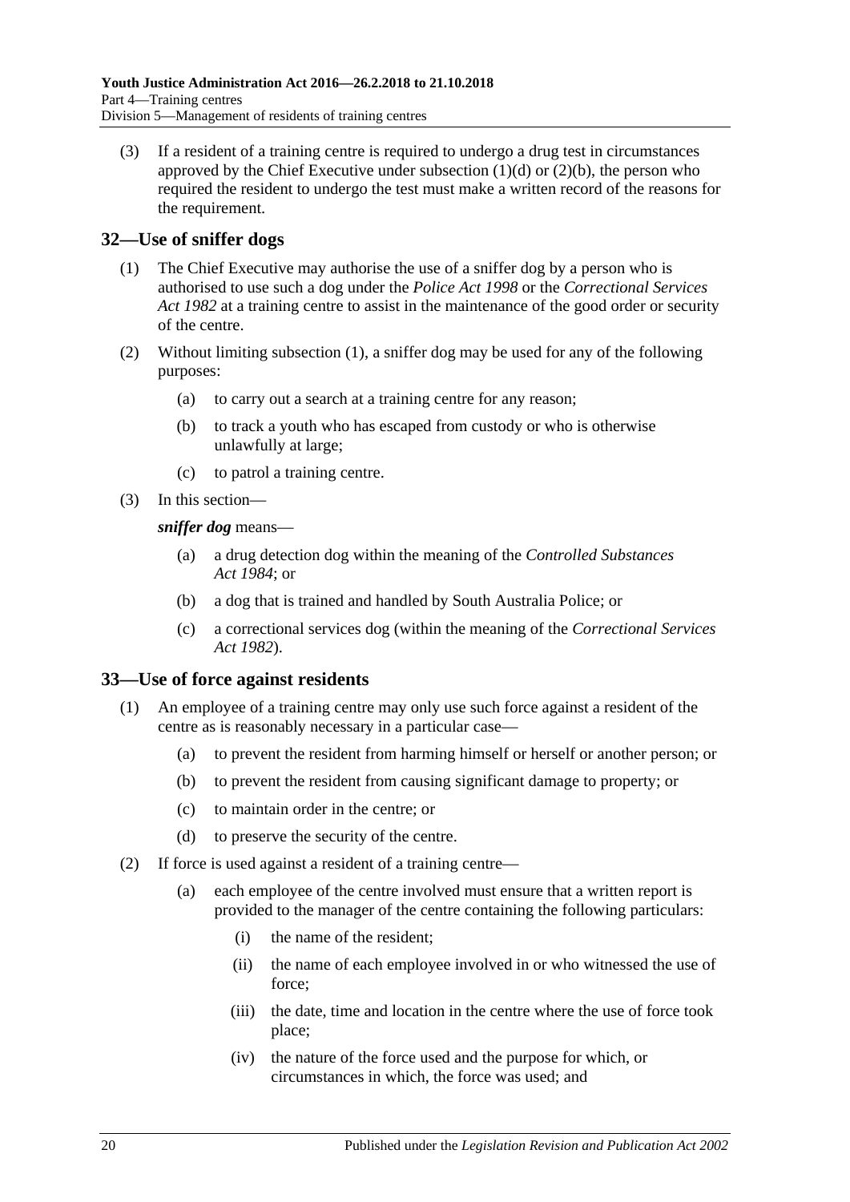(3) If a resident of a training centre is required to undergo a drug test in circumstances approved by the Chief Executive under subsection (1)(d) or (2)(b), the person who required the resident to undergo the test must make a written record of the reasons for the requirement.

## 32—Use of sniffer dogs

(1) The Chief Executive may authorise the use of a sniffer dog by a person who is authorised to use such a dog under the *Police Act 1998* or the *Correctional Services Act 1982* at a training centre to assist in the maintenance of the good order or security of the centre.

(2) Without limiting subsection (1), a sniffer dog may be used for any of the following purposes:

- (a) to carry out a search at a training centre for any reason;
- (b) to track a youth who has escaped from custody or who is otherwise unlawfully at large;
- (c) to patrol a training centre.

(3) In this section—

***sniffer dog*** means—

- (a) a drug detection dog within the meaning of the *Controlled Substances Act 1984*; or
- (b) a dog that is trained and handled by South Australia Police; or
- (c) a correctional services dog (within the meaning of the *Correctional Services Act 1982*).

## 33—Use of force against residents

(1) An employee of a training centre may only use such force against a resident of the centre as is reasonably necessary in a particular case—

- (a) to prevent the resident from harming himself or herself or another person; or
- (b) to prevent the resident from causing significant damage to property; or
- (c) to maintain order in the centre; or
- (d) to preserve the security of the centre.

(2) If force is used against a resident of a training centre—

- (a) each employee of the centre involved must ensure that a written report is provided to the manager of the centre containing the following particulars:
  - (i) the name of the resident;
  - (ii) the name of each employee involved in or who witnessed the use of force;
  - (iii) the date, time and location in the centre where the use of force took place;
  - (iv) the nature of the force used and the purpose for which, or circumstances in which, the force was used; and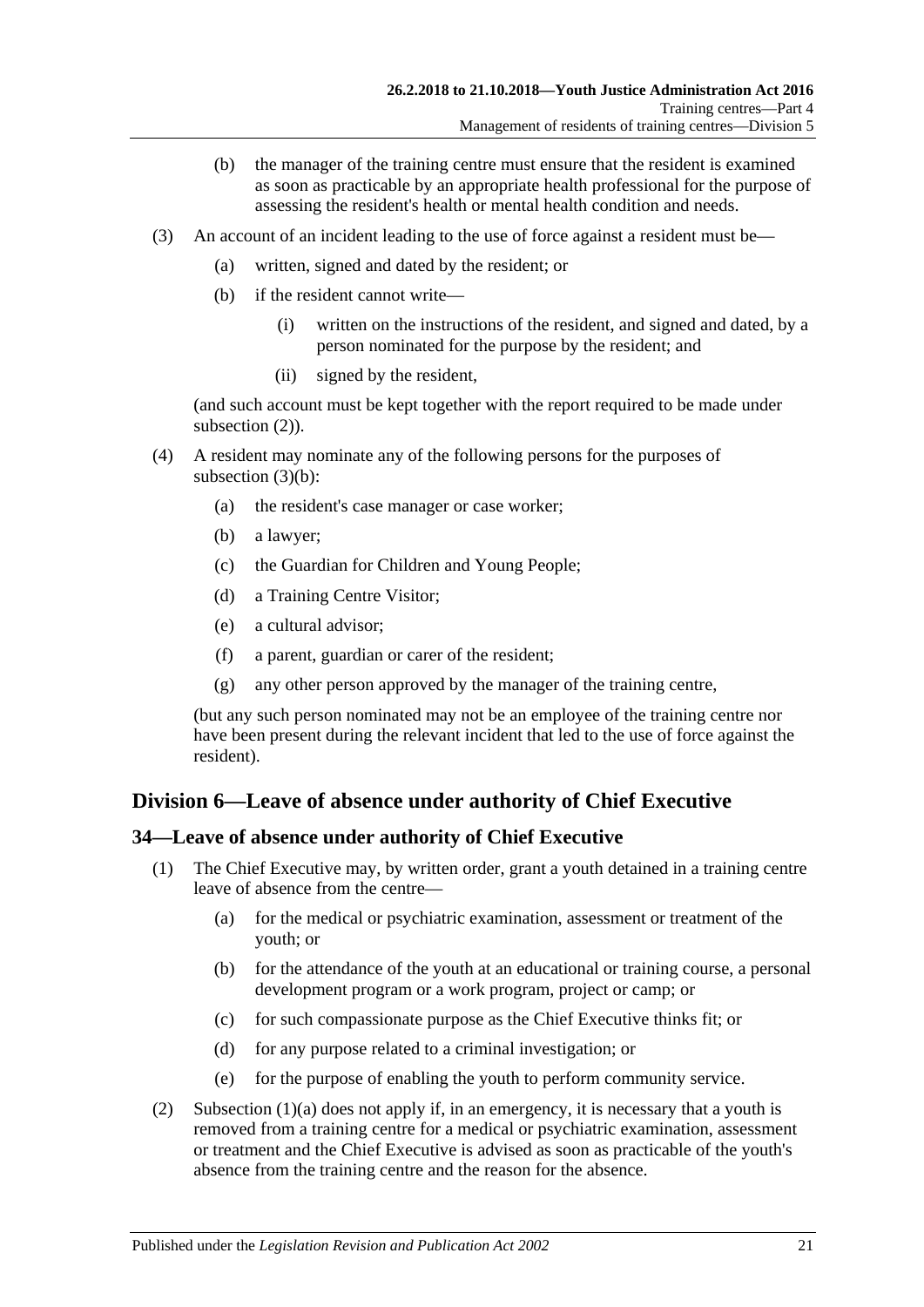(b) the manager of the training centre must ensure that the resident is examined as soon as practicable by an appropriate health professional for the purpose of assessing the resident's health or mental health condition and needs.

(3) An account of an incident leading to the use of force against a resident must be—

(a) written, signed and dated by the resident; or

(b) if the resident cannot write—

(i) written on the instructions of the resident, and signed and dated, by a person nominated for the purpose by the resident; and

(ii) signed by the resident,

(and such account must be kept together with the report required to be made under subsection (2)).

(4) A resident may nominate any of the following persons for the purposes of subsection (3)(b):

(a) the resident's case manager or case worker;

(b) a lawyer;

(c) the Guardian for Children and Young People;

(d) a Training Centre Visitor;

(e) a cultural advisor;

(f) a parent, guardian or carer of the resident;

(g) any other person approved by the manager of the training centre,

(but any such person nominated may not be an employee of the training centre nor have been present during the relevant incident that led to the use of force against the resident).

## Division 6—Leave of absence under authority of Chief Executive

### 34—Leave of absence under authority of Chief Executive

(1) The Chief Executive may, by written order, grant a youth detained in a training centre leave of absence from the centre—

(a) for the medical or psychiatric examination, assessment or treatment of the youth; or

(b) for the attendance of the youth at an educational or training course, a personal development program or a work program, project or camp; or

(c) for such compassionate purpose as the Chief Executive thinks fit; or

(d) for any purpose related to a criminal investigation; or

(e) for the purpose of enabling the youth to perform community service.

(2) Subsection (1)(a) does not apply if, in an emergency, it is necessary that a youth is removed from a training centre for a medical or psychiatric examination, assessment or treatment and the Chief Executive is advised as soon as practicable of the youth's absence from the training centre and the reason for the absence.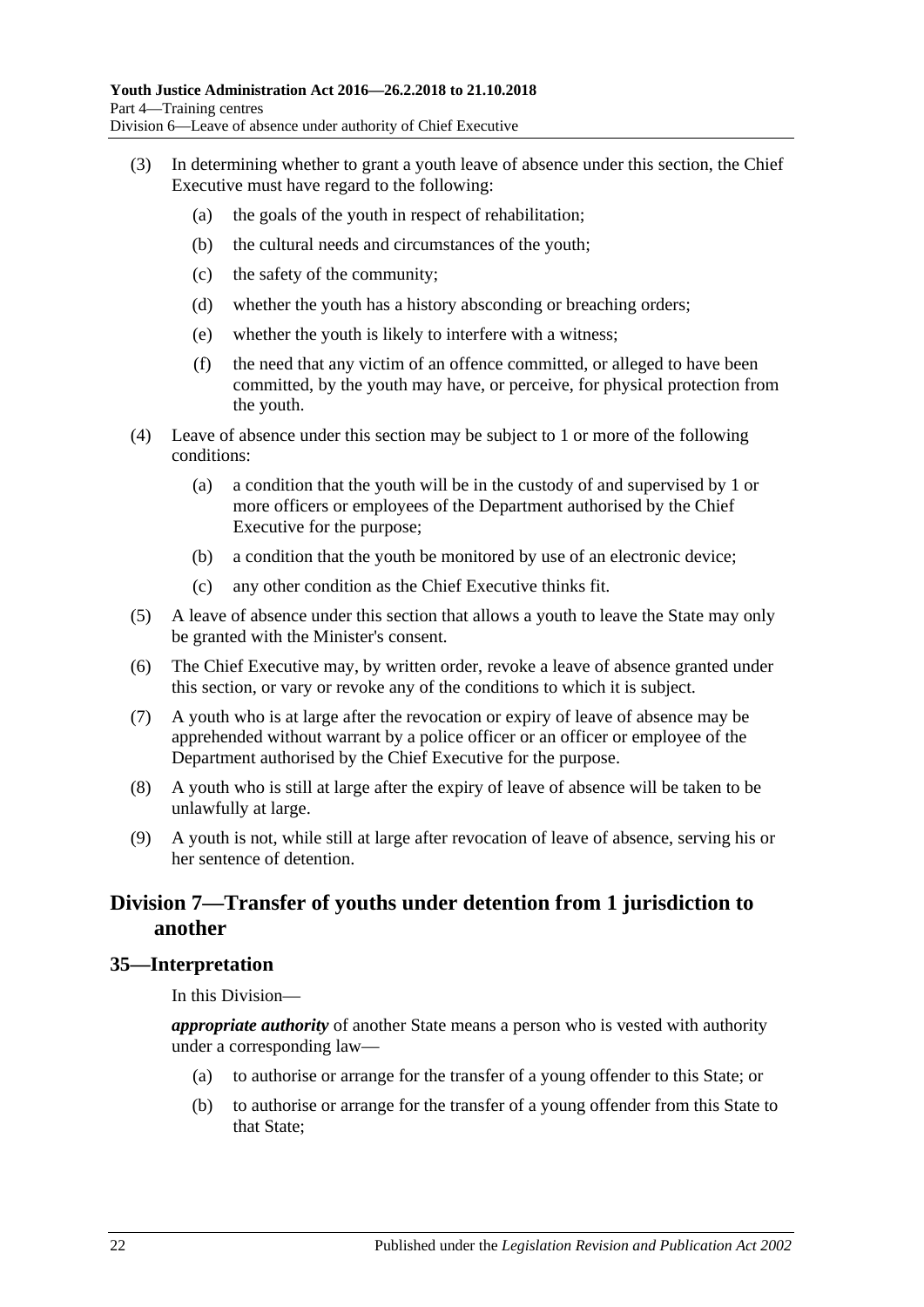(3) In determining whether to grant a youth leave of absence under this section, the Chief Executive must have regard to the following:

(a) the goals of the youth in respect of rehabilitation;

(b) the cultural needs and circumstances of the youth;

(c) the safety of the community;

(d) whether the youth has a history absconding or breaching orders;

(e) whether the youth is likely to interfere with a witness;

(f) the need that any victim of an offence committed, or alleged to have been committed, by the youth may have, or perceive, for physical protection from the youth.

(4) Leave of absence under this section may be subject to 1 or more of the following conditions:

(a) a condition that the youth will be in the custody of and supervised by 1 or more officers or employees of the Department authorised by the Chief Executive for the purpose;

(b) a condition that the youth be monitored by use of an electronic device;

(c) any other condition as the Chief Executive thinks fit.

(5) A leave of absence under this section that allows a youth to leave the State may only be granted with the Minister's consent.

(6) The Chief Executive may, by written order, revoke a leave of absence granted under this section, or vary or revoke any of the conditions to which it is subject.

(7) A youth who is at large after the revocation or expiry of leave of absence may be apprehended without warrant by a police officer or an officer or employee of the Department authorised by the Chief Executive for the purpose.

(8) A youth who is still at large after the expiry of leave of absence will be taken to be unlawfully at large.

(9) A youth is not, while still at large after revocation of leave of absence, serving his or her sentence of detention.

## Division 7—Transfer of youths under detention from 1 jurisdiction to another

### 35—Interpretation

In this Division—

***appropriate authority*** of another State means a person who is vested with authority under a corresponding law—

(a) to authorise or arrange for the transfer of a young offender to this State; or

(b) to authorise or arrange for the transfer of a young offender from this State to that State;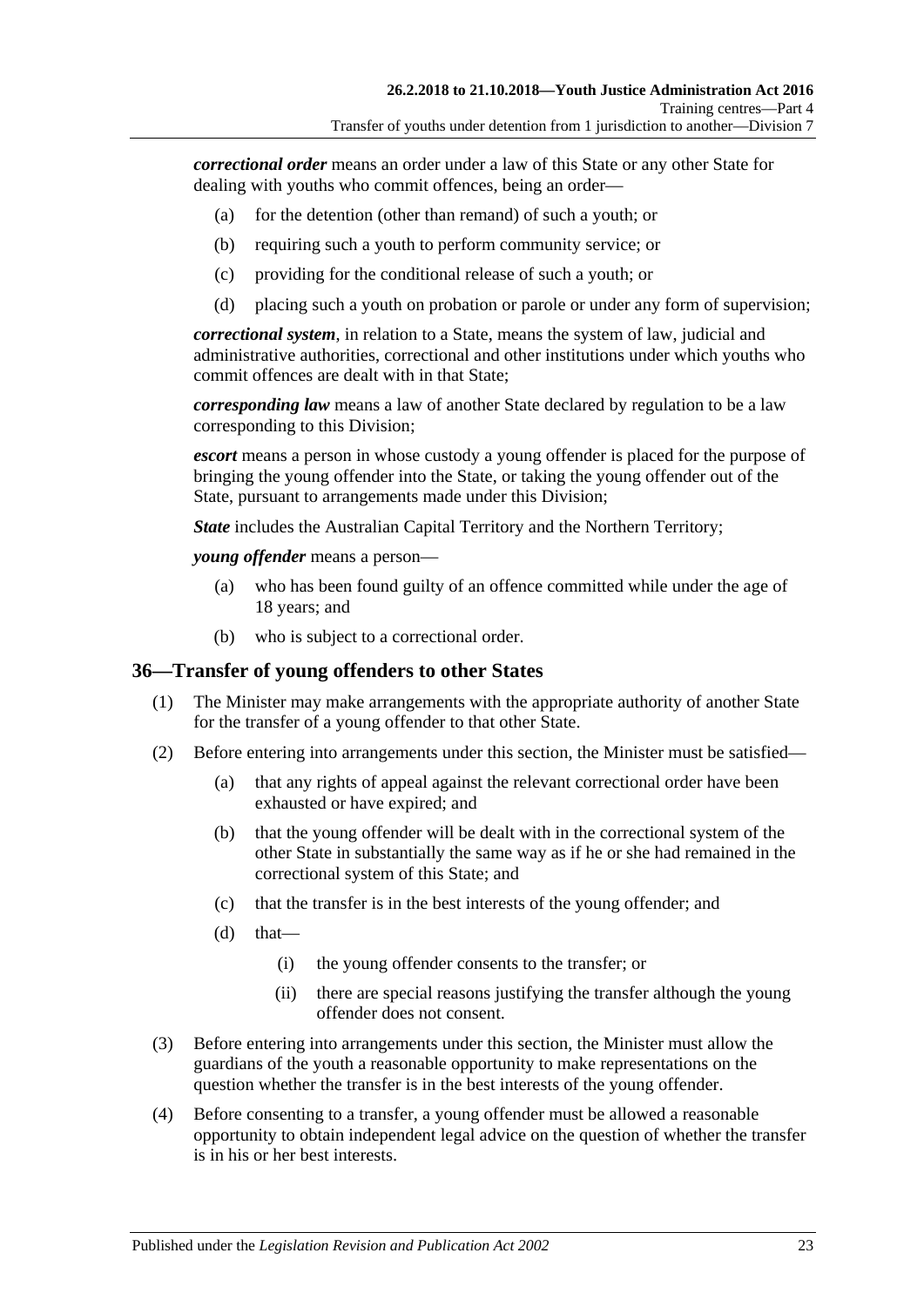***correctional order*** means an order under a law of this State or any other State for dealing with youths who commit offences, being an order—

(a) for the detention (other than remand) of such a youth; or

(b) requiring such a youth to perform community service; or

(c) providing for the conditional release of such a youth; or

(d) placing such a youth on probation or parole or under any form of supervision;

***correctional system***, in relation to a State, means the system of law, judicial and administrative authorities, correctional and other institutions under which youths who commit offences are dealt with in that State;

***corresponding law*** means a law of another State declared by regulation to be a law corresponding to this Division;

***escort*** means a person in whose custody a young offender is placed for the purpose of bringing the young offender into the State, or taking the young offender out of the State, pursuant to arrangements made under this Division;

***State*** includes the Australian Capital Territory and the Northern Territory;

***young offender*** means a person—

(a) who has been found guilty of an offence committed while under the age of 18 years; and

(b) who is subject to a correctional order.

## 36—Transfer of young offenders to other States

(1) The Minister may make arrangements with the appropriate authority of another State for the transfer of a young offender to that other State.

(2) Before entering into arrangements under this section, the Minister must be satisfied—

(a) that any rights of appeal against the relevant correctional order have been exhausted or have expired; and

(b) that the young offender will be dealt with in the correctional system of the other State in substantially the same way as if he or she had remained in the correctional system of this State; and

(c) that the transfer is in the best interests of the young offender; and

(d) that—

(i) the young offender consents to the transfer; or

(ii) there are special reasons justifying the transfer although the young offender does not consent.

(3) Before entering into arrangements under this section, the Minister must allow the guardians of the youth a reasonable opportunity to make representations on the question whether the transfer is in the best interests of the young offender.

(4) Before consenting to a transfer, a young offender must be allowed a reasonable opportunity to obtain independent legal advice on the question of whether the transfer is in his or her best interests.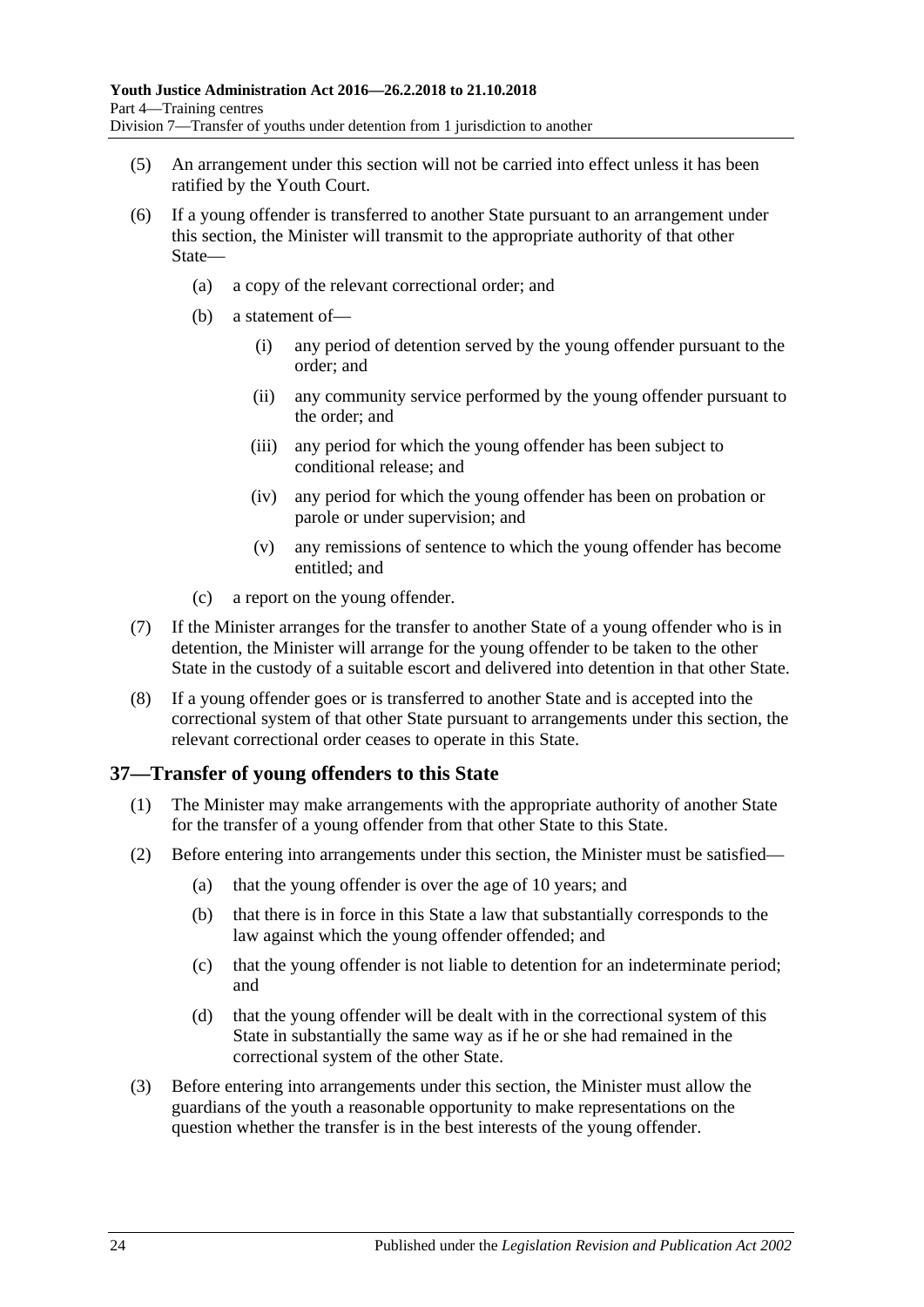(5) An arrangement under this section will not be carried into effect unless it has been ratified by the Youth Court.

(6) If a young offender is transferred to another State pursuant to an arrangement under this section, the Minister will transmit to the appropriate authority of that other State—

  (a) a copy of the relevant correctional order; and

  (b) a statement of—

    (i) any period of detention served by the young offender pursuant to the order; and

    (ii) any community service performed by the young offender pursuant to the order; and

    (iii) any period for which the young offender has been subject to conditional release; and

    (iv) any period for which the young offender has been on probation or parole or under supervision; and

    (v) any remissions of sentence to which the young offender has become entitled; and

  (c) a report on the young offender.

(7) If the Minister arranges for the transfer to another State of a young offender who is in detention, the Minister will arrange for the young offender to be taken to the other State in the custody of a suitable escort and delivered into detention in that other State.

(8) If a young offender goes or is transferred to another State and is accepted into the correctional system of that other State pursuant to arrangements under this section, the relevant correctional order ceases to operate in this State.

## 37—Transfer of young offenders to this State

(1) The Minister may make arrangements with the appropriate authority of another State for the transfer of a young offender from that other State to this State.

(2) Before entering into arrangements under this section, the Minister must be satisfied—

  (a) that the young offender is over the age of 10 years; and

  (b) that there is in force in this State a law that substantially corresponds to the law against which the young offender offended; and

  (c) that the young offender is not liable to detention for an indeterminate period; and

  (d) that the young offender will be dealt with in the correctional system of this State in substantially the same way as if he or she had remained in the correctional system of the other State.

(3) Before entering into arrangements under this section, the Minister must allow the guardians of the youth a reasonable opportunity to make representations on the question whether the transfer is in the best interests of the young offender.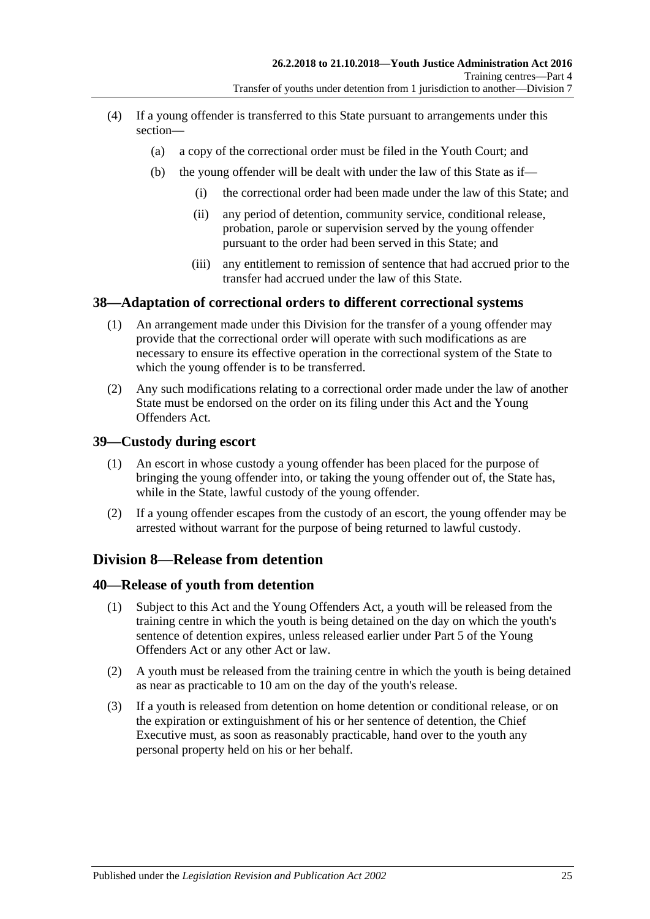(4) If a young offender is transferred to this State pursuant to arrangements under this section—

  (a) a copy of the correctional order must be filed in the Youth Court; and

  (b) the young offender will be dealt with under the law of this State as if—

    (i) the correctional order had been made under the law of this State; and

    (ii) any period of detention, community service, conditional release, probation, parole or supervision served by the young offender pursuant to the order had been served in this State; and

    (iii) any entitlement to remission of sentence that had accrued prior to the transfer had accrued under the law of this State.

## 38—Adaptation of correctional orders to different correctional systems

(1) An arrangement made under this Division for the transfer of a young offender may provide that the correctional order will operate with such modifications as are necessary to ensure its effective operation in the correctional system of the State to which the young offender is to be transferred.

(2) Any such modifications relating to a correctional order made under the law of another State must be endorsed on the order on its filing under this Act and the Young Offenders Act.

## 39—Custody during escort

(1) An escort in whose custody a young offender has been placed for the purpose of bringing the young offender into, or taking the young offender out of, the State has, while in the State, lawful custody of the young offender.

(2) If a young offender escapes from the custody of an escort, the young offender may be arrested without warrant for the purpose of being returned to lawful custody.

# Division 8—Release from detention

## 40—Release of youth from detention

(1) Subject to this Act and the Young Offenders Act, a youth will be released from the training centre in which the youth is being detained on the day on which the youth's sentence of detention expires, unless released earlier under Part 5 of the Young Offenders Act or any other Act or law.

(2) A youth must be released from the training centre in which the youth is being detained as near as practicable to 10 am on the day of the youth's release.

(3) If a youth is released from detention on home detention or conditional release, or on the expiration or extinguishment of his or her sentence of detention, the Chief Executive must, as soon as reasonably practicable, hand over to the youth any personal property held on his or her behalf.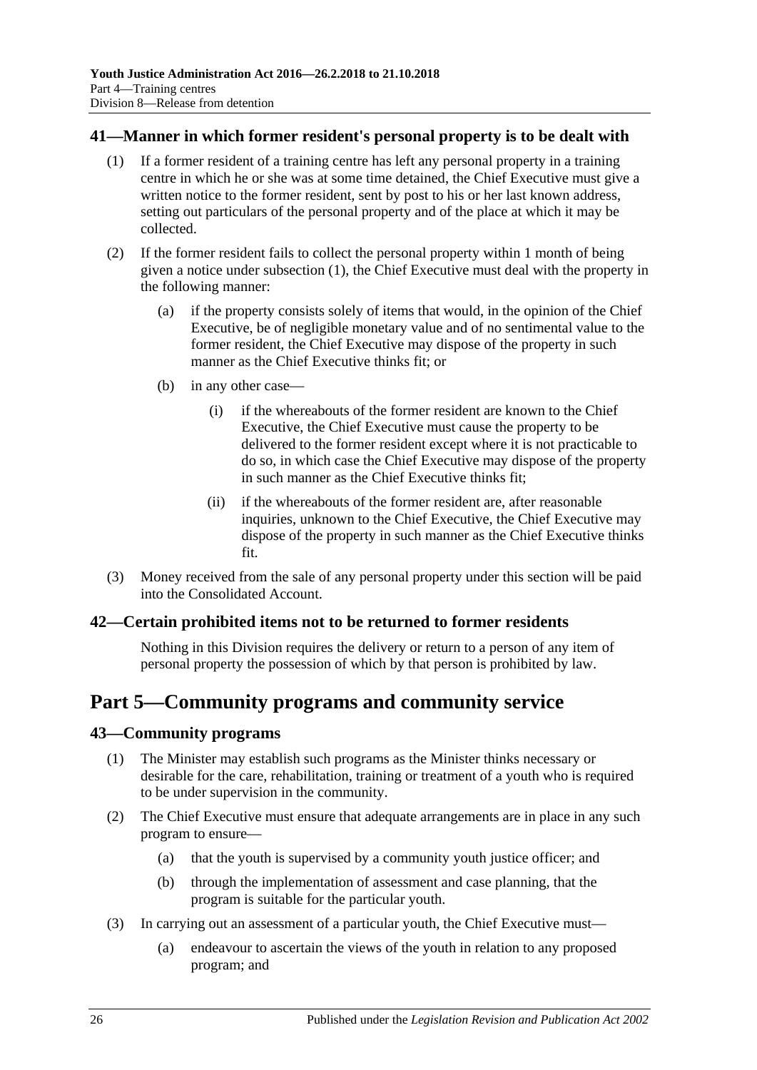## 41—Manner in which former resident's personal property is to be dealt with

(1) If a former resident of a training centre has left any personal property in a training centre in which he or she was at some time detained, the Chief Executive must give a written notice to the former resident, sent by post to his or her last known address, setting out particulars of the personal property and of the place at which it may be collected.

(2) If the former resident fails to collect the personal property within 1 month of being given a notice under subsection (1), the Chief Executive must deal with the property in the following manner:

 (a) if the property consists solely of items that would, in the opinion of the Chief Executive, be of negligible monetary value and of no sentimental value to the former resident, the Chief Executive may dispose of the property in such manner as the Chief Executive thinks fit; or

 (b) in any other case—

  (i) if the whereabouts of the former resident are known to the Chief Executive, the Chief Executive must cause the property to be delivered to the former resident except where it is not practicable to do so, in which case the Chief Executive may dispose of the property in such manner as the Chief Executive thinks fit;

  (ii) if the whereabouts of the former resident are, after reasonable inquiries, unknown to the Chief Executive, the Chief Executive may dispose of the property in such manner as the Chief Executive thinks fit.

(3) Money received from the sale of any personal property under this section will be paid into the Consolidated Account.

## 42—Certain prohibited items not to be returned to former residents

Nothing in this Division requires the delivery or return to a person of any item of personal property the possession of which by that person is prohibited by law.

# Part 5—Community programs and community service

## 43—Community programs

(1) The Minister may establish such programs as the Minister thinks necessary or desirable for the care, rehabilitation, training or treatment of a youth who is required to be under supervision in the community.

(2) The Chief Executive must ensure that adequate arrangements are in place in any such program to ensure—

 (a) that the youth is supervised by a community youth justice officer; and

 (b) through the implementation of assessment and case planning, that the program is suitable for the particular youth.

(3) In carrying out an assessment of a particular youth, the Chief Executive must—

 (a) endeavour to ascertain the views of the youth in relation to any proposed program; and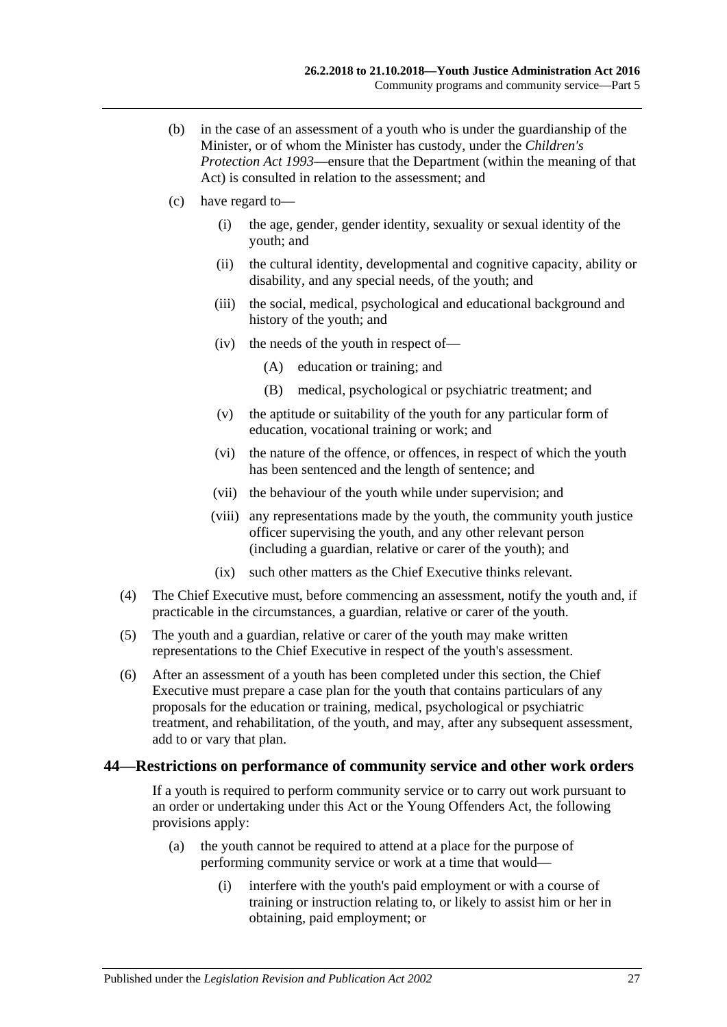(b) in the case of an assessment of a youth who is under the guardianship of the Minister, or of whom the Minister has custody, under the *Children's Protection Act 1993*—ensure that the Department (within the meaning of that Act) is consulted in relation to the assessment; and

(c) have regard to—

(i) the age, gender, gender identity, sexuality or sexual identity of the youth; and

(ii) the cultural identity, developmental and cognitive capacity, ability or disability, and any special needs, of the youth; and

(iii) the social, medical, psychological and educational background and history of the youth; and

(iv) the needs of the youth in respect of—

(A) education or training; and

(B) medical, psychological or psychiatric treatment; and

(v) the aptitude or suitability of the youth for any particular form of education, vocational training or work; and

(vi) the nature of the offence, or offences, in respect of which the youth has been sentenced and the length of sentence; and

(vii) the behaviour of the youth while under supervision; and

(viii) any representations made by the youth, the community youth justice officer supervising the youth, and any other relevant person (including a guardian, relative or carer of the youth); and

(ix) such other matters as the Chief Executive thinks relevant.

(4) The Chief Executive must, before commencing an assessment, notify the youth and, if practicable in the circumstances, a guardian, relative or carer of the youth.

(5) The youth and a guardian, relative or carer of the youth may make written representations to the Chief Executive in respect of the youth's assessment.

(6) After an assessment of a youth has been completed under this section, the Chief Executive must prepare a case plan for the youth that contains particulars of any proposals for the education or training, medical, psychological or psychiatric treatment, and rehabilitation, of the youth, and may, after any subsequent assessment, add to or vary that plan.

## 44—Restrictions on performance of community service and other work orders

If a youth is required to perform community service or to carry out work pursuant to an order or undertaking under this Act or the Young Offenders Act, the following provisions apply:

(a) the youth cannot be required to attend at a place for the purpose of performing community service or work at a time that would—

(i) interfere with the youth's paid employment or with a course of training or instruction relating to, or likely to assist him or her in obtaining, paid employment; or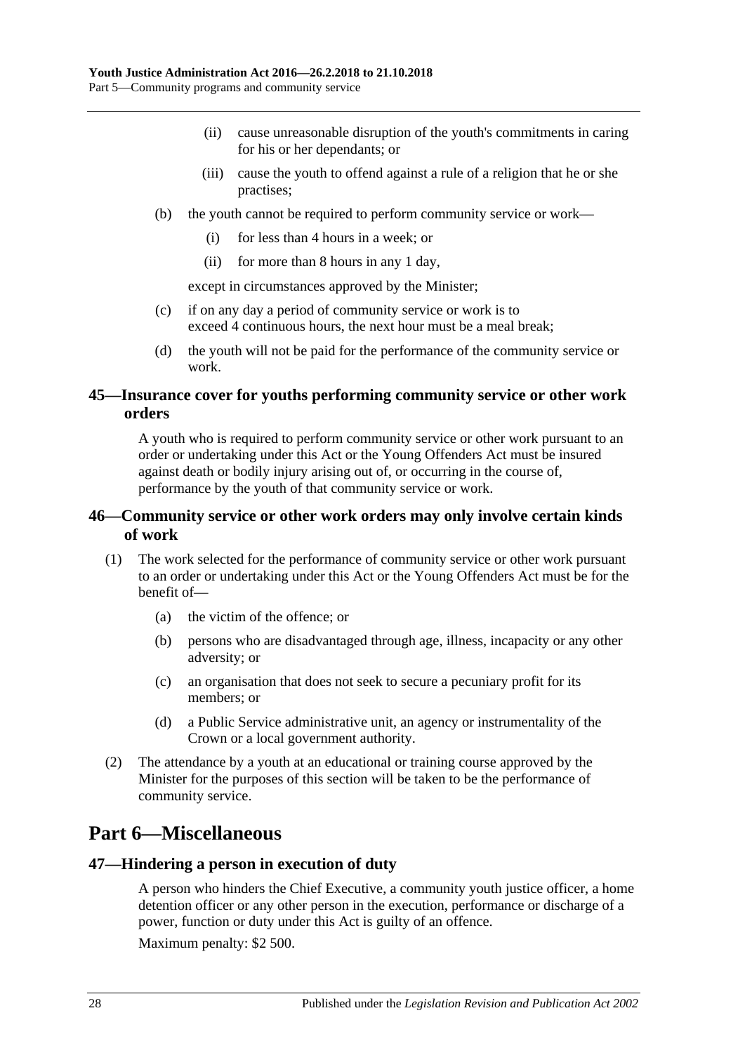(ii) cause unreasonable disruption of the youth's commitments in caring for his or her dependants; or

(iii) cause the youth to offend against a rule of a religion that he or she practises;

(b) the youth cannot be required to perform community service or work—

(i) for less than 4 hours in a week; or

(ii) for more than 8 hours in any 1 day,

except in circumstances approved by the Minister;

(c) if on any day a period of community service or work is to exceed 4 continuous hours, the next hour must be a meal break;

(d) the youth will not be paid for the performance of the community service or work.

## 45—Insurance cover for youths performing community service or other work orders

A youth who is required to perform community service or other work pursuant to an order or undertaking under this Act or the Young Offenders Act must be insured against death or bodily injury arising out of, or occurring in the course of, performance by the youth of that community service or work.

## 46—Community service or other work orders may only involve certain kinds of work

(1) The work selected for the performance of community service or other work pursuant to an order or undertaking under this Act or the Young Offenders Act must be for the benefit of—

(a) the victim of the offence; or

(b) persons who are disadvantaged through age, illness, incapacity or any other adversity; or

(c) an organisation that does not seek to secure a pecuniary profit for its members; or

(d) a Public Service administrative unit, an agency or instrumentality of the Crown or a local government authority.

(2) The attendance by a youth at an educational or training course approved by the Minister for the purposes of this section will be taken to be the performance of community service.

# Part 6—Miscellaneous

## 47—Hindering a person in execution of duty

A person who hinders the Chief Executive, a community youth justice officer, a home detention officer or any other person in the execution, performance or discharge of a power, function or duty under this Act is guilty of an offence.

Maximum penalty: $2 500.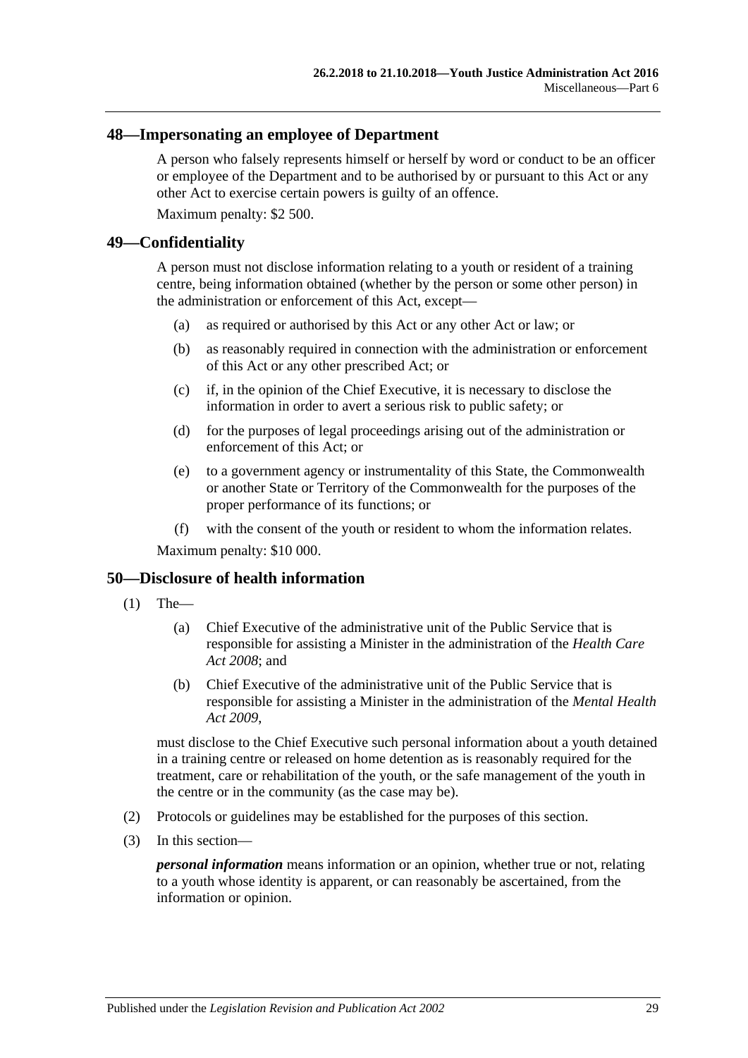## 48—Impersonating an employee of Department

A person who falsely represents himself or herself by word or conduct to be an officer or employee of the Department and to be authorised by or pursuant to this Act or any other Act to exercise certain powers is guilty of an offence.

Maximum penalty: $2 500.

## 49—Confidentiality

A person must not disclose information relating to a youth or resident of a training centre, being information obtained (whether by the person or some other person) in the administration or enforcement of this Act, except—

(a) as required or authorised by this Act or any other Act or law; or

(b) as reasonably required in connection with the administration or enforcement of this Act or any other prescribed Act; or

(c) if, in the opinion of the Chief Executive, it is necessary to disclose the information in order to avert a serious risk to public safety; or

(d) for the purposes of legal proceedings arising out of the administration or enforcement of this Act; or

(e) to a government agency or instrumentality of this State, the Commonwealth or another State or Territory of the Commonwealth for the purposes of the proper performance of its functions; or

(f) with the consent of the youth or resident to whom the information relates.

Maximum penalty: $10 000.

## 50—Disclosure of health information

(1) The—

(a) Chief Executive of the administrative unit of the Public Service that is responsible for assisting a Minister in the administration of the *Health Care Act 2008*; and

(b) Chief Executive of the administrative unit of the Public Service that is responsible for assisting a Minister in the administration of the *Mental Health Act 2009*,

must disclose to the Chief Executive such personal information about a youth detained in a training centre or released on home detention as is reasonably required for the treatment, care or rehabilitation of the youth, or the safe management of the youth in the centre or in the community (as the case may be).

(2) Protocols or guidelines may be established for the purposes of this section.

(3) In this section—

***personal information*** means information or an opinion, whether true or not, relating to a youth whose identity is apparent, or can reasonably be ascertained, from the information or opinion.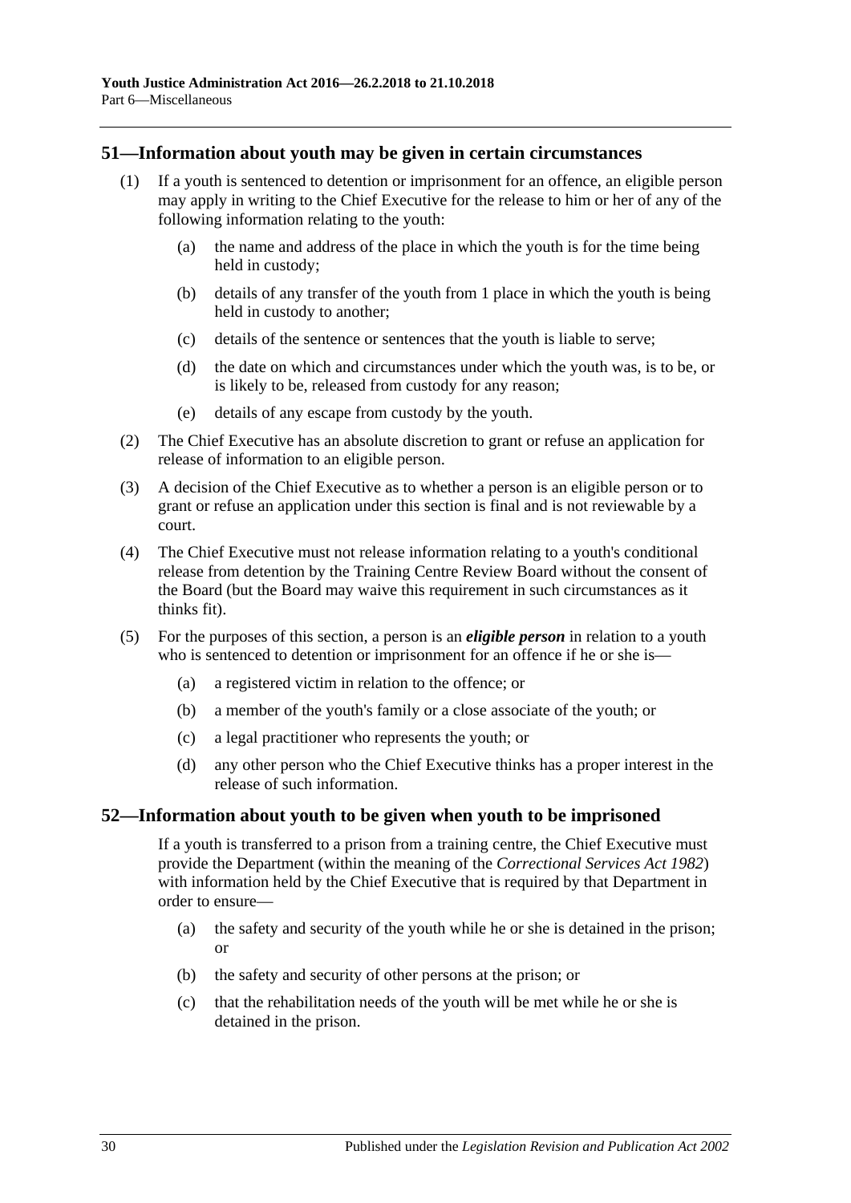## 51—Information about youth may be given in certain circumstances

(1) If a youth is sentenced to detention or imprisonment for an offence, an eligible person may apply in writing to the Chief Executive for the release to him or her of any of the following information relating to the youth:

(a) the name and address of the place in which the youth is for the time being held in custody;

(b) details of any transfer of the youth from 1 place in which the youth is being held in custody to another;

(c) details of the sentence or sentences that the youth is liable to serve;

(d) the date on which and circumstances under which the youth was, is to be, or is likely to be, released from custody for any reason;

(e) details of any escape from custody by the youth.

(2) The Chief Executive has an absolute discretion to grant or refuse an application for release of information to an eligible person.

(3) A decision of the Chief Executive as to whether a person is an eligible person or to grant or refuse an application under this section is final and is not reviewable by a court.

(4) The Chief Executive must not release information relating to a youth's conditional release from detention by the Training Centre Review Board without the consent of the Board (but the Board may waive this requirement in such circumstances as it thinks fit).

(5) For the purposes of this section, a person is an ***eligible person*** in relation to a youth who is sentenced to detention or imprisonment for an offence if he or she is—

(a) a registered victim in relation to the offence; or

(b) a member of the youth's family or a close associate of the youth; or

(c) a legal practitioner who represents the youth; or

(d) any other person who the Chief Executive thinks has a proper interest in the release of such information.

## 52—Information about youth to be given when youth to be imprisoned

If a youth is transferred to a prison from a training centre, the Chief Executive must provide the Department (within the meaning of the *Correctional Services Act 1982*) with information held by the Chief Executive that is required by that Department in order to ensure—

(a) the safety and security of the youth while he or she is detained in the prison; or

(b) the safety and security of other persons at the prison; or

(c) that the rehabilitation needs of the youth will be met while he or she is detained in the prison.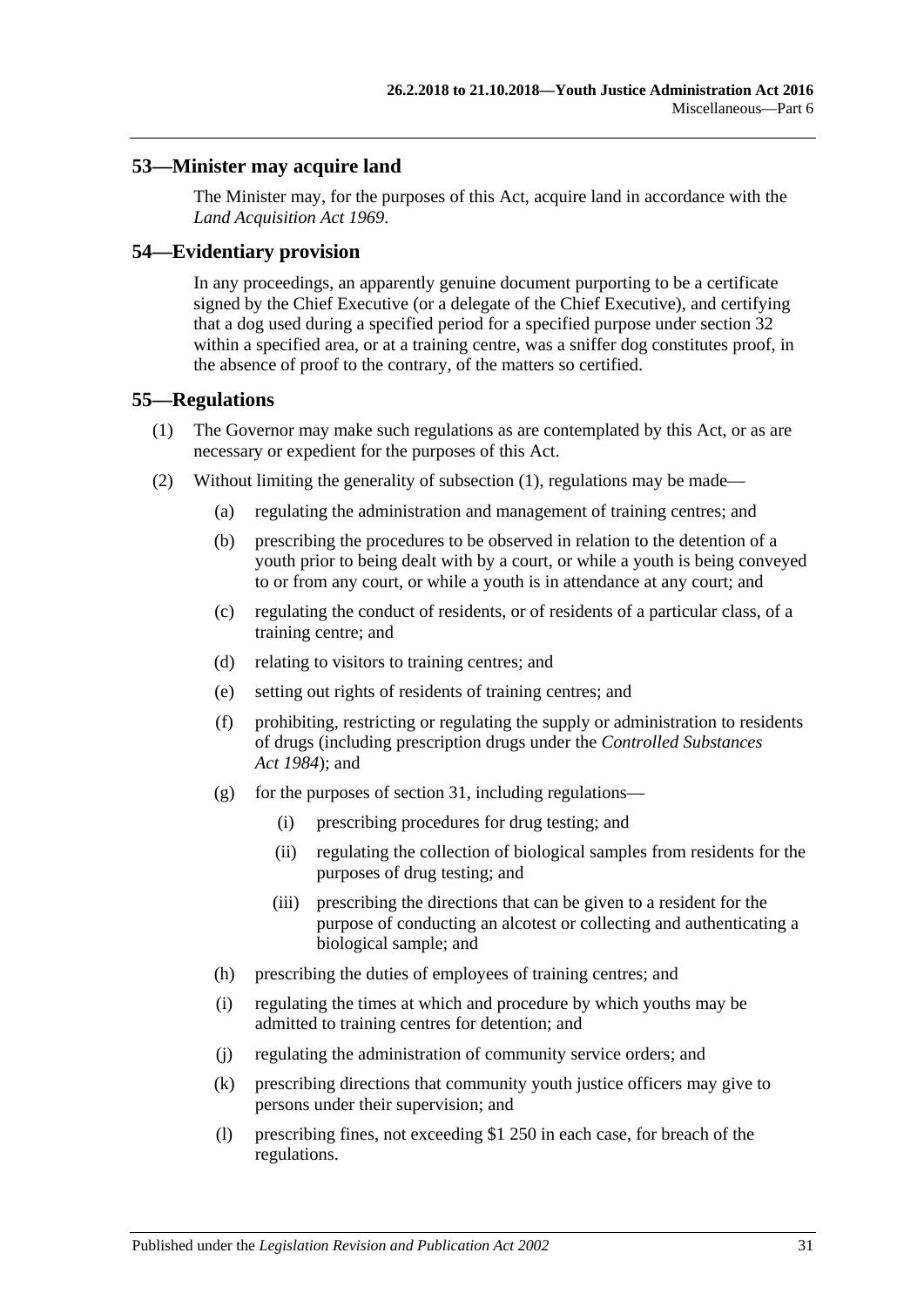## 53—Minister may acquire land

The Minister may, for the purposes of this Act, acquire land in accordance with the *Land Acquisition Act 1969*.

## 54—Evidentiary provision

In any proceedings, an apparently genuine document purporting to be a certificate signed by the Chief Executive (or a delegate of the Chief Executive), and certifying that a dog used during a specified period for a specified purpose under section 32 within a specified area, or at a training centre, was a sniffer dog constitutes proof, in the absence of proof to the contrary, of the matters so certified.

## 55—Regulations

(1) The Governor may make such regulations as are contemplated by this Act, or as are necessary or expedient for the purposes of this Act.

(2) Without limiting the generality of subsection (1), regulations may be made—

- (a) regulating the administration and management of training centres; and
- (b) prescribing the procedures to be observed in relation to the detention of a youth prior to being dealt with by a court, or while a youth is being conveyed to or from any court, or while a youth is in attendance at any court; and
- (c) regulating the conduct of residents, or of residents of a particular class, of a training centre; and
- (d) relating to visitors to training centres; and
- (e) setting out rights of residents of training centres; and
- (f) prohibiting, restricting or regulating the supply or administration to residents of drugs (including prescription drugs under the *Controlled Substances Act 1984*); and
- (g) for the purposes of section 31, including regulations—
  - (i) prescribing procedures for drug testing; and
  - (ii) regulating the collection of biological samples from residents for the purposes of drug testing; and
  - (iii) prescribing the directions that can be given to a resident for the purpose of conducting an alcotest or collecting and authenticating a biological sample; and
- (h) prescribing the duties of employees of training centres; and
- (i) regulating the times at which and procedure by which youths may be admitted to training centres for detention; and
- (j) regulating the administration of community service orders; and
- (k) prescribing directions that community youth justice officers may give to persons under their supervision; and
- (l) prescribing fines, not exceeding $1 250 in each case, for breach of the regulations.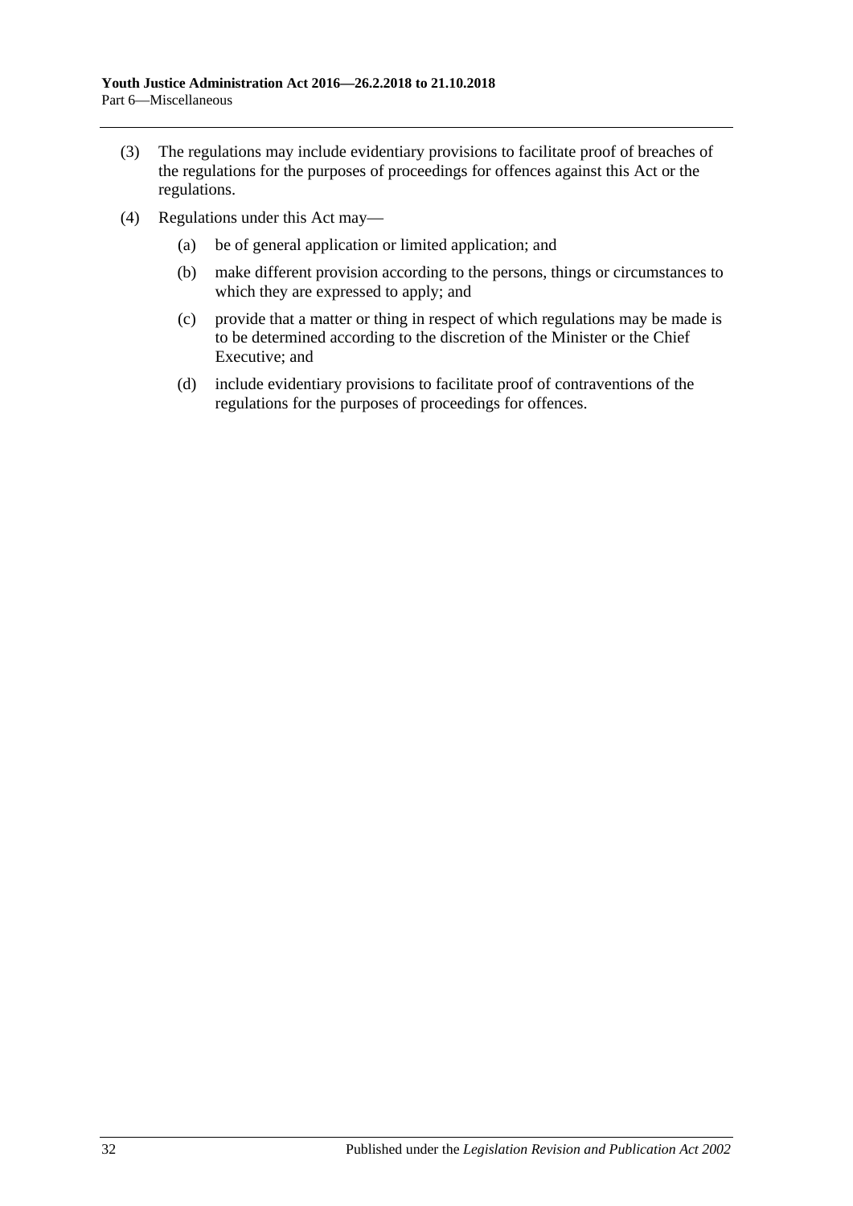(3) The regulations may include evidentiary provisions to facilitate proof of breaches of the regulations for the purposes of proceedings for offences against this Act or the regulations.

(4) Regulations under this Act may—

(a) be of general application or limited application; and

(b) make different provision according to the persons, things or circumstances to which they are expressed to apply; and

(c) provide that a matter or thing in respect of which regulations may be made is to be determined according to the discretion of the Minister or the Chief Executive; and

(d) include evidentiary provisions to facilitate proof of contraventions of the regulations for the purposes of proceedings for offences.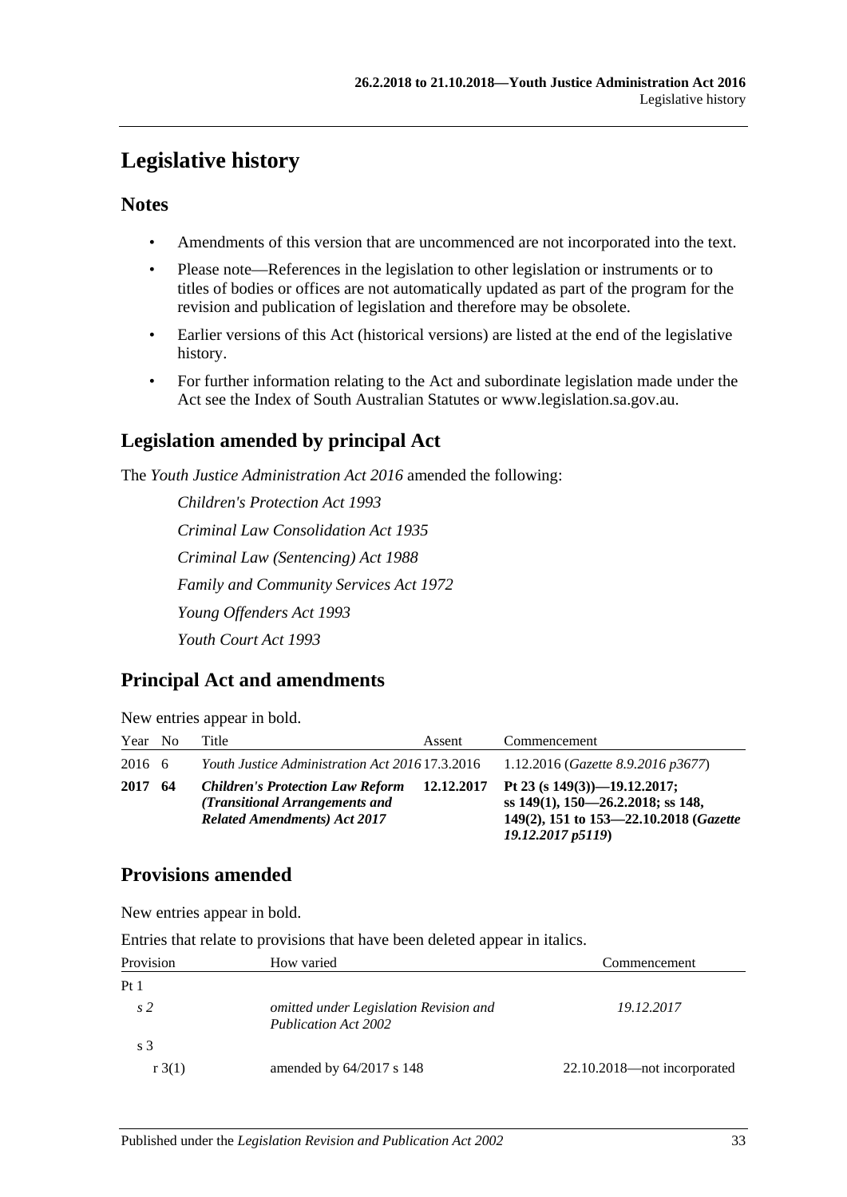# Legislative history

## Notes

- Amendments of this version that are uncommenced are not incorporated into the text.
- Please note—References in the legislation to other legislation or instruments or to titles of bodies or offices are not automatically updated as part of the program for the revision and publication of legislation and therefore may be obsolete.
- Earlier versions of this Act (historical versions) are listed at the end of the legislative history.
- For further information relating to the Act and subordinate legislation made under the Act see the Index of South Australian Statutes or www.legislation.sa.gov.au.

## Legislation amended by principal Act

The *Youth Justice Administration Act 2016* amended the following:

*Children's Protection Act 1993*

*Criminal Law Consolidation Act 1935*

*Criminal Law (Sentencing) Act 1988*

*Family and Community Services Act 1972*

*Young Offenders Act 1993*

*Youth Court Act 1993*

## Principal Act and amendments

New entries appear in bold.

| Year | No | Title | Assent | Commencement |
|---|---|---|---|---|
| 2016 | 6 | *Youth Justice Administration Act 2016* | 17.3.2016 | 1.12.2016 (*Gazette 8.9.2016 p3677*) |
| **2017** | **64** | ***Children's Protection Law Reform (Transitional Arrangements and Related Amendments) Act 2017*** | **12.12.2017** | **Pt 23 (s 149(3))—19.12.2017; ss 149(1), 150—26.2.2018; ss 148, 149(2), 151 to 153—22.10.2018 (*Gazette 19.12.2017 p5119*)** |

## Provisions amended

New entries appear in bold.

Entries that relate to provisions that have been deleted appear in italics.

| Provision | How varied | Commencement |
|---|---|---|
| Pt 1 | | |
| *s 2* | *omitted under Legislation Revision and Publication Act 2002* | *19.12.2017* |
| s 3 | | |
| r 3(1) | amended by 64/2017 s 148 | 22.10.2018—not incorporated |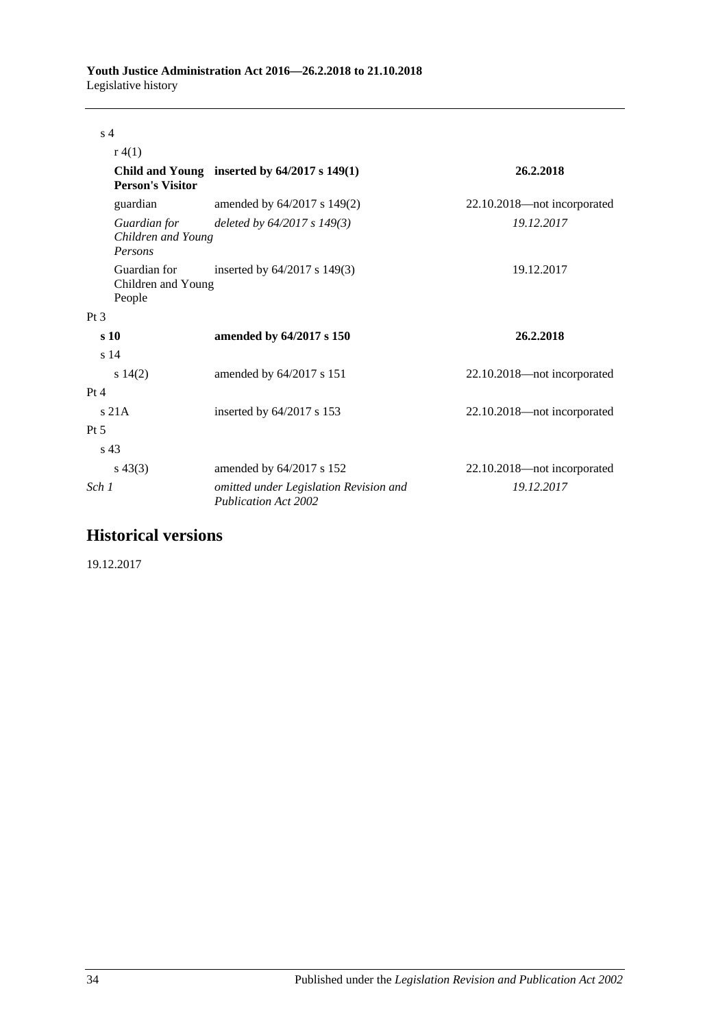| | | |
|---|---|---|
| s 4 | | |
| r 4(1) | | |
| **Child and Young Person's Visitor** | **inserted by 64/2017 s 149(1)** | **26.2.2018** |
| guardian | amended by 64/2017 s 149(2) | 22.10.2018—not incorporated |
| *Guardian for Children and Young Persons* | *deleted by 64/2017 s 149(3)* | *19.12.2017* |
| Guardian for Children and Young People | inserted by 64/2017 s 149(3) | 19.12.2017 |
| Pt 3 | | |
| **s 10** | **amended by 64/2017 s 150** | **26.2.2018** |
| s 14 | | |
| s 14(2) | amended by 64/2017 s 151 | 22.10.2018—not incorporated |
| Pt 4 | | |
| s 21A | inserted by 64/2017 s 153 | 22.10.2018—not incorporated |
| Pt 5 | | |
| s 43 | | |
| s 43(3) | amended by 64/2017 s 152 | 22.10.2018—not incorporated |
| *Sch 1* | *omitted under Legislation Revision and Publication Act 2002* | *19.12.2017* |

## Historical versions

19.12.2017